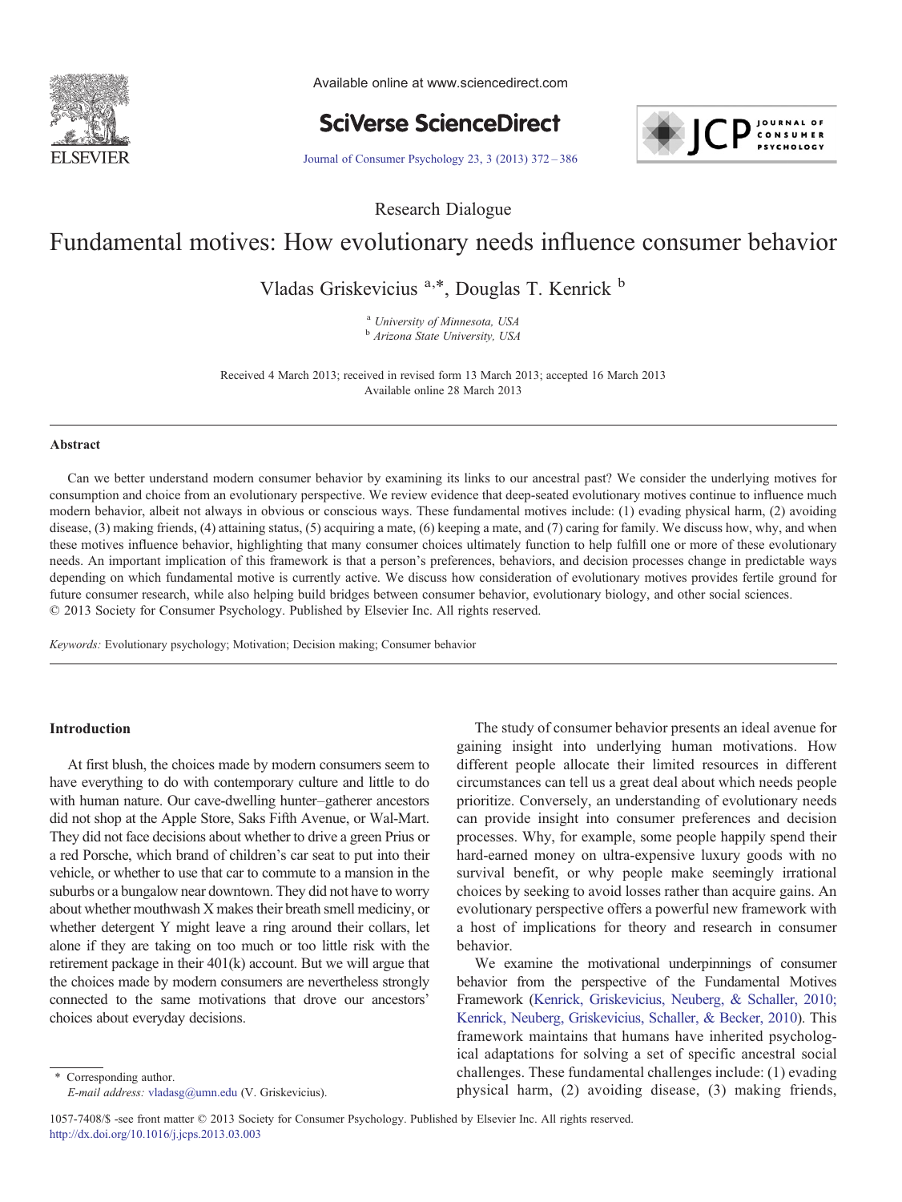Research Dialogue

# Fundamental motives: How evolutionary needs influence consumer behavior

Vladas Griskevicius [a,*], Douglas T. Kenrick [b]

[a] *University of Minnesota, USA*
[b] *Arizona State University, USA*

Received 4 March 2013; received in revised form 13 March 2013; accepted 16 March 2013
Available online 28 March 2013

## Abstract

Can we better understand modern consumer behavior by examining its links to our ancestral past? We consider the underlying motives for consumption and choice from an evolutionary perspective. We review evidence that deep-seated evolutionary motives continue to influence much modern behavior, albeit not always in obvious or conscious ways. These fundamental motives include: (1) evading physical harm, (2) avoiding disease, (3) making friends, (4) attaining status, (5) acquiring a mate, (6) keeping a mate, and (7) caring for family. We discuss how, why, and when these motives influence behavior, highlighting that many consumer choices ultimately function to help fulfill one or more of these evolutionary needs. An important implication of this framework is that a person's preferences, behaviors, and decision processes change in predictable ways depending on which fundamental motive is currently active. We discuss how consideration of evolutionary motives provides fertile ground for future consumer research, while also helping build bridges between consumer behavior, evolutionary biology, and other social sciences.
© 2013 Society for Consumer Psychology. Published by Elsevier Inc. All rights reserved.

*Keywords:* Evolutionary psychology; Motivation; Decision making; Consumer behavior

## Introduction

At first blush, the choices made by modern consumers seem to have everything to do with contemporary culture and little to do with human nature. Our cave-dwelling hunter–gatherer ancestors did not shop at the Apple Store, Saks Fifth Avenue, or Wal-Mart. They did not face decisions about whether to drive a green Prius or a red Porsche, which brand of children's car seat to put into their vehicle, or whether to use that car to commute to a mansion in the suburbs or a bungalow near downtown. They did not have to worry about whether mouthwash X makes their breath smell mediciny, or whether detergent Y might leave a ring around their collars, let alone if they are taking on too much or too little risk with the retirement package in their 401(k) account. But we will argue that the choices made by modern consumers are nevertheless strongly connected to the same motivations that drove our ancestors' choices about everyday decisions.

The study of consumer behavior presents an ideal avenue for gaining insight into underlying human motivations. How different people allocate their limited resources in different circumstances can tell us a great deal about which needs people prioritize. Conversely, an understanding of evolutionary needs can provide insight into consumer preferences and decision processes. Why, for example, some people happily spend their hard-earned money on ultra-expensive luxury goods with no survival benefit, or why people make seemingly irrational choices by seeking to avoid losses rather than acquire gains. An evolutionary perspective offers a powerful new framework with a host of implications for theory and research in consumer behavior.

We examine the motivational underpinnings of consumer behavior from the perspective of the Fundamental Motives Framework (Kenrick, Griskevicius, Neuberg, & Schaller, 2010; Kenrick, Neuberg, Griskevicius, Schaller, & Becker, 2010). This framework maintains that humans have inherited psychological adaptations for solving a set of specific ancestral social challenges. These fundamental challenges include: (1) evading physical harm, (2) avoiding disease, (3) making friends,

* Corresponding author.
*E-mail address:* vladasg@umn.edu (V. Griskevicius).

1057-7408/$ -see front matter © 2013 Society for Consumer Psychology. Published by Elsevier Inc. All rights reserved.
http://dx.doi.org/10.1016/j.jcps.2013.03.003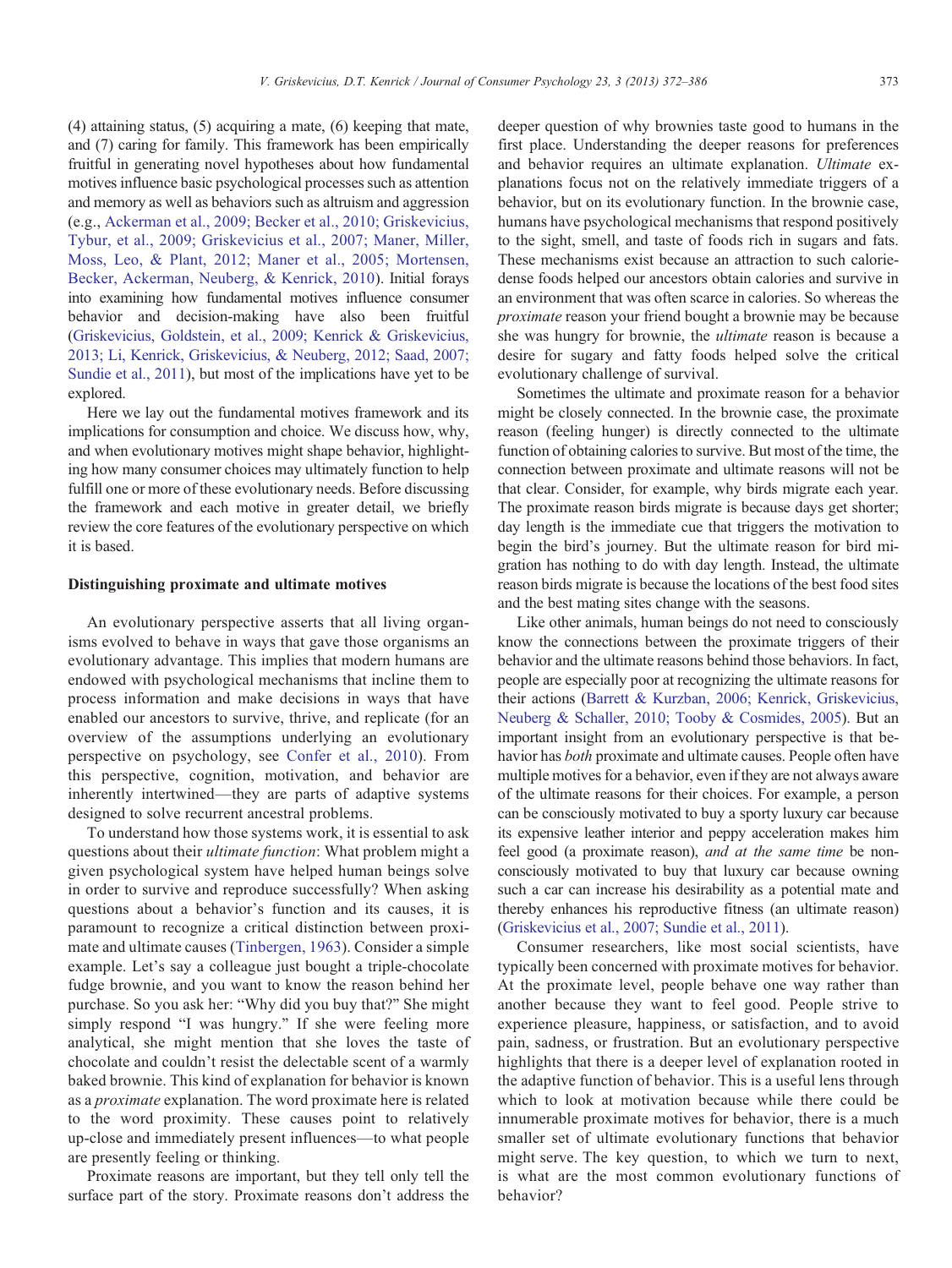(4) attaining status, (5) acquiring a mate, (6) keeping that mate, and (7) caring for family. This framework has been empirically fruitful in generating novel hypotheses about how fundamental motives influence basic psychological processes such as attention and memory as well as behaviors such as altruism and aggression (e.g., Ackerman et al., 2009; Becker et al., 2010; Griskevicius, Tybur, et al., 2009; Griskevicius et al., 2007; Maner, Miller, Moss, Leo, & Plant, 2012; Maner et al., 2005; Mortensen, Becker, Ackerman, Neuberg, & Kenrick, 2010). Initial forays into examining how fundamental motives influence consumer behavior and decision-making have also been fruitful (Griskevicius, Goldstein, et al., 2009; Kenrick & Griskevicius, 2013; Li, Kenrick, Griskevicius, & Neuberg, 2012; Saad, 2007; Sundie et al., 2011), but most of the implications have yet to be explored.

Here we lay out the fundamental motives framework and its implications for consumption and choice. We discuss how, why, and when evolutionary motives might shape behavior, highlighting how many consumer choices may ultimately function to help fulfill one or more of these evolutionary needs. Before discussing the framework and each motive in greater detail, we briefly review the core features of the evolutionary perspective on which it is based.

### Distinguishing proximate and ultimate motives

An evolutionary perspective asserts that all living organisms evolved to behave in ways that gave those organisms an evolutionary advantage. This implies that modern humans are endowed with psychological mechanisms that incline them to process information and make decisions in ways that have enabled our ancestors to survive, thrive, and replicate (for an overview of the assumptions underlying an evolutionary perspective on psychology, see Confer et al., 2010). From this perspective, cognition, motivation, and behavior are inherently intertwined—they are parts of adaptive systems designed to solve recurrent ancestral problems.

To understand how those systems work, it is essential to ask questions about their *ultimate function*: What problem might a given psychological system have helped human beings solve in order to survive and reproduce successfully? When asking questions about a behavior's function and its causes, it is paramount to recognize a critical distinction between proximate and ultimate causes (Tinbergen, 1963). Consider a simple example. Let's say a colleague just bought a triple-chocolate fudge brownie, and you want to know the reason behind her purchase. So you ask her: "Why did you buy that?" She might simply respond "I was hungry." If she were feeling more analytical, she might mention that she loves the taste of chocolate and couldn't resist the delectable scent of a warmly baked brownie. This kind of explanation for behavior is known as a *proximate* explanation. The word proximate here is related to the word proximity. These causes point to relatively up-close and immediately present influences—to what people are presently feeling or thinking.

Proximate reasons are important, but they tell only tell the surface part of the story. Proximate reasons don't address the deeper question of why brownies taste good to humans in the first place. Understanding the deeper reasons for preferences and behavior requires an ultimate explanation. *Ultimate* explanations focus not on the relatively immediate triggers of a behavior, but on its evolutionary function. In the brownie case, humans have psychological mechanisms that respond positively to the sight, smell, and taste of foods rich in sugars and fats. These mechanisms exist because an attraction to such calorie-dense foods helped our ancestors obtain calories and survive in an environment that was often scarce in calories. So whereas the *proximate* reason your friend bought a brownie may be because she was hungry for brownie, the *ultimate* reason is because a desire for sugary and fatty foods helped solve the critical evolutionary challenge of survival.

Sometimes the ultimate and proximate reason for a behavior might be closely connected. In the brownie case, the proximate reason (feeling hunger) is directly connected to the ultimate function of obtaining calories to survive. But most of the time, the connection between proximate and ultimate reasons will not be that clear. Consider, for example, why birds migrate each year. The proximate reason birds migrate is because days get shorter; day length is the immediate cue that triggers the motivation to begin the bird's journey. But the ultimate reason for bird migration has nothing to do with day length. Instead, the ultimate reason birds migrate is because the locations of the best food sites and the best mating sites change with the seasons.

Like other animals, human beings do not need to consciously know the connections between the proximate triggers of their behavior and the ultimate reasons behind those behaviors. In fact, people are especially poor at recognizing the ultimate reasons for their actions (Barrett & Kurzban, 2006; Kenrick, Griskevicius, Neuberg & Schaller, 2010; Tooby & Cosmides, 2005). But an important insight from an evolutionary perspective is that behavior has *both* proximate and ultimate causes. People often have multiple motives for a behavior, even if they are not always aware of the ultimate reasons for their choices. For example, a person can be consciously motivated to buy a sporty luxury car because its expensive leather interior and peppy acceleration makes him feel good (a proximate reason), *and at the same time* be non-consciously motivated to buy that luxury car because owning such a car can increase his desirability as a potential mate and thereby enhances his reproductive fitness (an ultimate reason) (Griskevicius et al., 2007; Sundie et al., 2011).

Consumer researchers, like most social scientists, have typically been concerned with proximate motives for behavior. At the proximate level, people behave one way rather than another because they want to feel good. People strive to experience pleasure, happiness, or satisfaction, and to avoid pain, sadness, or frustration. But an evolutionary perspective highlights that there is a deeper level of explanation rooted in the adaptive function of behavior. This is a useful lens through which to look at motivation because while there could be innumerable proximate motives for behavior, there is a much smaller set of ultimate evolutionary functions that behavior might serve. The key question, to which we turn to next, is what are the most common evolutionary functions of behavior?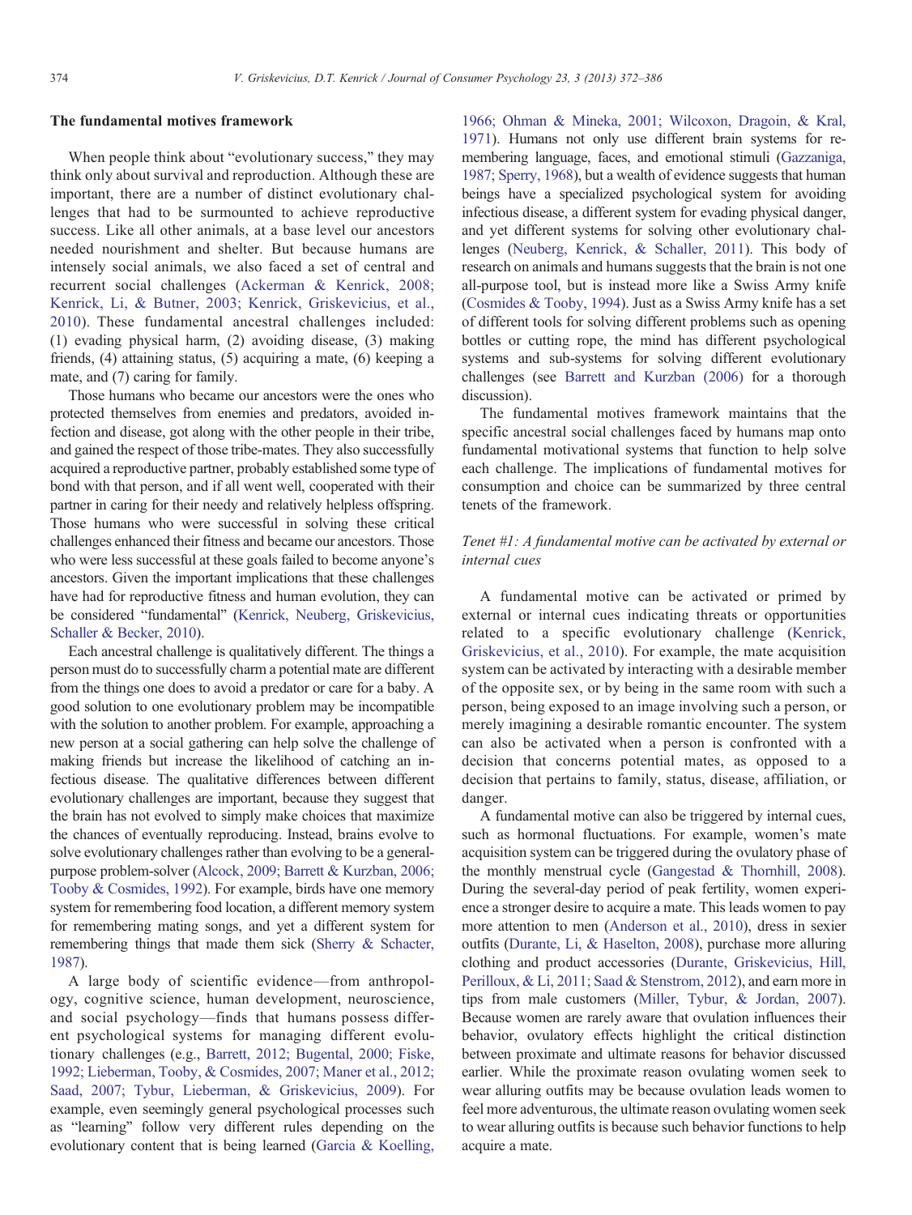## The fundamental motives framework

When people think about "evolutionary success," they may think only about survival and reproduction. Although these are important, there are a number of distinct evolutionary challenges that had to be surmounted to achieve reproductive success. Like all other animals, at a base level our ancestors needed nourishment and shelter. But because humans are intensely social animals, we also faced a set of central and recurrent social challenges (Ackerman & Kenrick, 2008; Kenrick, Li, & Butner, 2003; Kenrick, Griskevicius, et al., 2010). These fundamental ancestral challenges included: (1) evading physical harm, (2) avoiding disease, (3) making friends, (4) attaining status, (5) acquiring a mate, (6) keeping a mate, and (7) caring for family.

Those humans who became our ancestors were the ones who protected themselves from enemies and predators, avoided infection and disease, got along with the other people in their tribe, and gained the respect of those tribe-mates. They also successfully acquired a reproductive partner, probably established some type of bond with that person, and if all went well, cooperated with their partner in caring for their needy and relatively helpless offspring. Those humans who were successful in solving these critical challenges enhanced their fitness and became our ancestors. Those who were less successful at these goals failed to become anyone's ancestors. Given the important implications that these challenges have had for reproductive fitness and human evolution, they can be considered "fundamental" (Kenrick, Neuberg, Griskevicius, Schaller & Becker, 2010).

Each ancestral challenge is qualitatively different. The things a person must do to successfully charm a potential mate are different from the things one does to avoid a predator or care for a baby. A good solution to one evolutionary problem may be incompatible with the solution to another problem. For example, approaching a new person at a social gathering can help solve the challenge of making friends but increase the likelihood of catching an infectious disease. The qualitative differences between different evolutionary challenges are important, because they suggest that the brain has not evolved to simply make choices that maximize the chances of eventually reproducing. Instead, brains evolve to solve evolutionary challenges rather than evolving to be a general-purpose problem-solver (Alcock, 2009; Barrett & Kurzban, 2006; Tooby & Cosmides, 1992). For example, birds have one memory system for remembering food location, a different memory system for remembering mating songs, and yet a different system for remembering things that made them sick (Sherry & Schacter, 1987).

A large body of scientific evidence—from anthropology, cognitive science, human development, neuroscience, and social psychology—finds that humans possess different psychological systems for managing different evolutionary challenges (e.g., Barrett, 2012; Bugental, 2000; Fiske, 1992; Lieberman, Tooby, & Cosmides, 2007; Maner et al., 2012; Saad, 2007; Tybur, Lieberman, & Griskevicius, 2009). For example, even seemingly general psychological processes such as "learning" follow very different rules depending on the evolutionary content that is being learned (Garcia & Koelling, 1966; Ohman & Mineka, 2001; Wilcoxon, Dragoin, & Kral, 1971). Humans not only use different brain systems for remembering language, faces, and emotional stimuli (Gazzaniga, 1987; Sperry, 1968), but a wealth of evidence suggests that human beings have a specialized psychological system for avoiding infectious disease, a different system for evading physical danger, and yet different systems for solving other evolutionary challenges (Neuberg, Kenrick, & Schaller, 2011). This body of research on animals and humans suggests that the brain is not one all-purpose tool, but is instead more like a Swiss Army knife (Cosmides & Tooby, 1994). Just as a Swiss Army knife has a set of different tools for solving different problems such as opening bottles or cutting rope, the mind has different psychological systems and sub-systems for solving different evolutionary challenges (see Barrett and Kurzban (2006) for a thorough discussion).

The fundamental motives framework maintains that the specific ancestral social challenges faced by humans map onto fundamental motivational systems that function to help solve each challenge. The implications of fundamental motives for consumption and choice can be summarized by three central tenets of the framework.

### *Tenet #1: A fundamental motive can be activated by external or internal cues*

A fundamental motive can be activated or primed by external or internal cues indicating threats or opportunities related to a specific evolutionary challenge (Kenrick, Griskevicius, et al., 2010). For example, the mate acquisition system can be activated by interacting with a desirable member of the opposite sex, or by being in the same room with such a person, being exposed to an image involving such a person, or merely imagining a desirable romantic encounter. The system can also be activated when a person is confronted with a decision that concerns potential mates, as opposed to a decision that pertains to family, status, disease, affiliation, or danger.

A fundamental motive can also be triggered by internal cues, such as hormonal fluctuations. For example, women's mate acquisition system can be triggered during the ovulatory phase of the monthly menstrual cycle (Gangestad & Thornhill, 2008). During the several-day period of peak fertility, women experience a stronger desire to acquire a mate. This leads women to pay more attention to men (Anderson et al., 2010), dress in sexier outfits (Durante, Li, & Haselton, 2008), purchase more alluring clothing and product accessories (Durante, Griskevicius, Hill, Perilloux, & Li, 2011; Saad & Stenstrom, 2012), and earn more in tips from male customers (Miller, Tybur, & Jordan, 2007). Because women are rarely aware that ovulation influences their behavior, ovulatory effects highlight the critical distinction between proximate and ultimate reasons for behavior discussed earlier. While the proximate reason ovulating women seek to wear alluring outfits may be because ovulation leads women to feel more adventurous, the ultimate reason ovulating women seek to wear alluring outfits is because such behavior functions to help acquire a mate.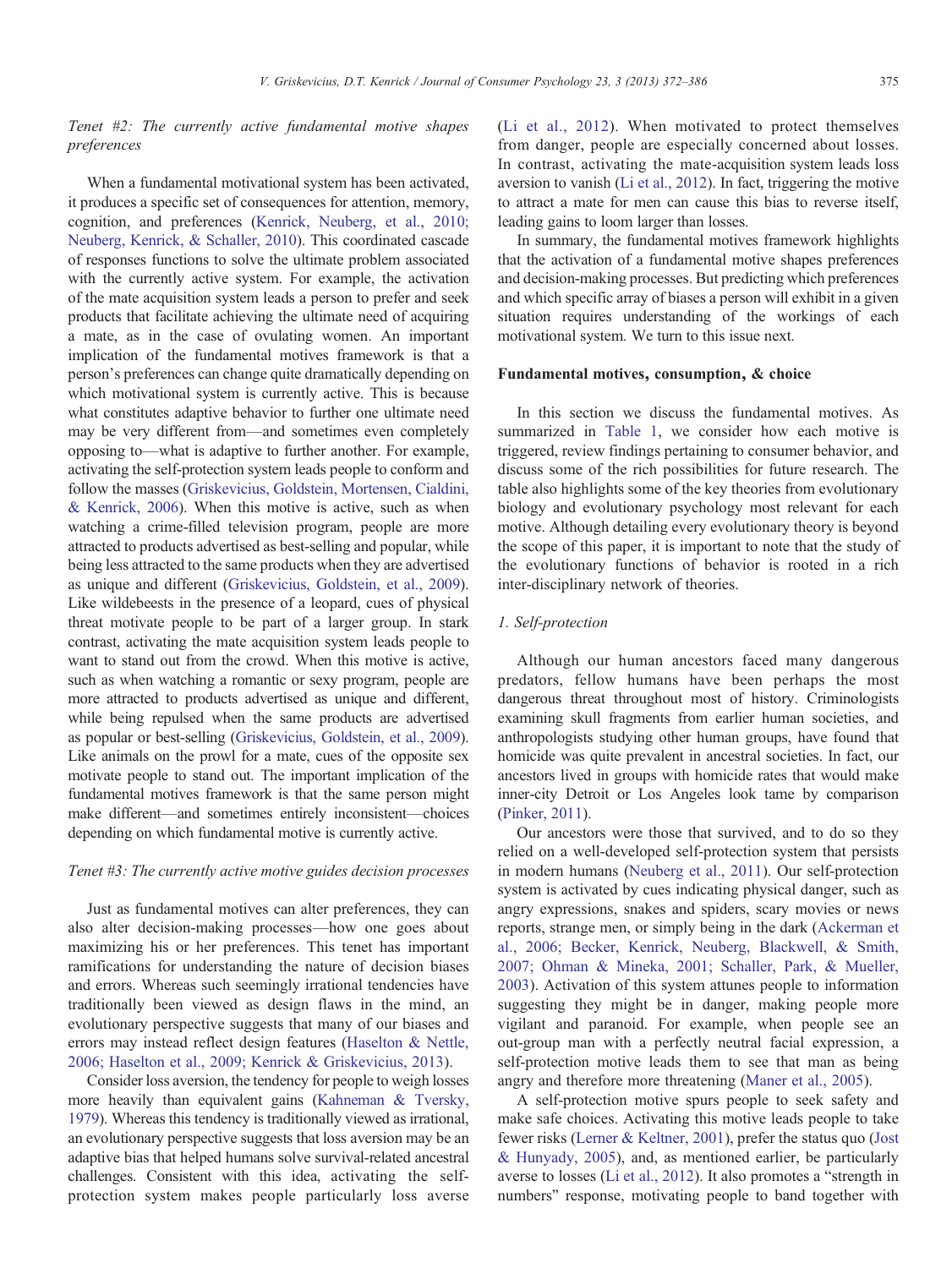### *Tenet #2: The currently active fundamental motive shapes preferences*

When a fundamental motivational system has been activated, it produces a specific set of consequences for attention, memory, cognition, and preferences (Kenrick, Neuberg, et al., 2010; Neuberg, Kenrick, & Schaller, 2010). This coordinated cascade of responses functions to solve the ultimate problem associated with the currently active system. For example, the activation of the mate acquisition system leads a person to prefer and seek products that facilitate achieving the ultimate need of acquiring a mate, as in the case of ovulating women. An important implication of the fundamental motives framework is that a person's preferences can change quite dramatically depending on which motivational system is currently active. This is because what constitutes adaptive behavior to further one ultimate need may be very different from—and sometimes even completely opposing to—what is adaptive to further another. For example, activating the self-protection system leads people to conform and follow the masses (Griskevicius, Goldstein, Mortensen, Cialdini, & Kenrick, 2006). When this motive is active, such as when watching a crime-filled television program, people are more attracted to products advertised as best-selling and popular, while being less attracted to the same products when they are advertised as unique and different (Griskevicius, Goldstein, et al., 2009). Like wildebeests in the presence of a leopard, cues of physical threat motivate people to be part of a larger group. In stark contrast, activating the mate acquisition system leads people to want to stand out from the crowd. When this motive is active, such as when watching a romantic or sexy program, people are more attracted to products advertised as unique and different, while being repulsed when the same products are advertised as popular or best-selling (Griskevicius, Goldstein, et al., 2009). Like animals on the prowl for a mate, cues of the opposite sex motivate people to stand out. The important implication of the fundamental motives framework is that the same person might make different—and sometimes entirely inconsistent—choices depending on which fundamental motive is currently active.

### *Tenet #3: The currently active motive guides decision processes*

Just as fundamental motives can alter preferences, they can also alter decision-making processes—how one goes about maximizing his or her preferences. This tenet has important ramifications for understanding the nature of decision biases and errors. Whereas such seemingly irrational tendencies have traditionally been viewed as design flaws in the mind, an evolutionary perspective suggests that many of our biases and errors may instead reflect design features (Haselton & Nettle, 2006; Haselton et al., 2009; Kenrick & Griskevicius, 2013).

Consider loss aversion, the tendency for people to weigh losses more heavily than equivalent gains (Kahneman & Tversky, 1979). Whereas this tendency is traditionally viewed as irrational, an evolutionary perspective suggests that loss aversion may be an adaptive bias that helped humans solve survival-related ancestral challenges. Consistent with this idea, activating the self-protection system makes people particularly loss averse (Li et al., 2012). When motivated to protect themselves from danger, people are especially concerned about losses. In contrast, activating the mate-acquisition system leads loss aversion to vanish (Li et al., 2012). In fact, triggering the motive to attract a mate for men can cause this bias to reverse itself, leading gains to loom larger than losses.

In summary, the fundamental motives framework highlights that the activation of a fundamental motive shapes preferences and decision-making processes. But predicting which preferences and which specific array of biases a person will exhibit in a given situation requires understanding of the workings of each motivational system. We turn to this issue next.

## Fundamental motives, consumption, & choice

In this section we discuss the fundamental motives. As summarized in Table 1, we consider how each motive is triggered, review findings pertaining to consumer behavior, and discuss some of the rich possibilities for future research. The table also highlights some of the key theories from evolutionary biology and evolutionary psychology most relevant for each motive. Although detailing every evolutionary theory is beyond the scope of this paper, it is important to note that the study of the evolutionary functions of behavior is rooted in a rich inter-disciplinary network of theories.

### *1. Self-protection*

Although our human ancestors faced many dangerous predators, fellow humans have been perhaps the most dangerous threat throughout most of history. Criminologists examining skull fragments from earlier human societies, and anthropologists studying other human groups, have found that homicide was quite prevalent in ancestral societies. In fact, our ancestors lived in groups with homicide rates that would make inner-city Detroit or Los Angeles look tame by comparison (Pinker, 2011).

Our ancestors were those that survived, and to do so they relied on a well-developed self-protection system that persists in modern humans (Neuberg et al., 2011). Our self-protection system is activated by cues indicating physical danger, such as angry expressions, snakes and spiders, scary movies or news reports, strange men, or simply being in the dark (Ackerman et al., 2006; Becker, Kenrick, Neuberg, Blackwell, & Smith, 2007; Ohman & Mineka, 2001; Schaller, Park, & Mueller, 2003). Activation of this system attunes people to information suggesting they might be in danger, making people more vigilant and paranoid. For example, when people see an out-group man with a perfectly neutral facial expression, a self-protection motive leads them to see that man as being angry and therefore more threatening (Maner et al., 2005).

A self-protection motive spurs people to seek safety and make safe choices. Activating this motive leads people to take fewer risks (Lerner & Keltner, 2001), prefer the status quo (Jost & Hunyady, 2005), and, as mentioned earlier, be particularly averse to losses (Li et al., 2012). It also promotes a "strength in numbers" response, motivating people to band together with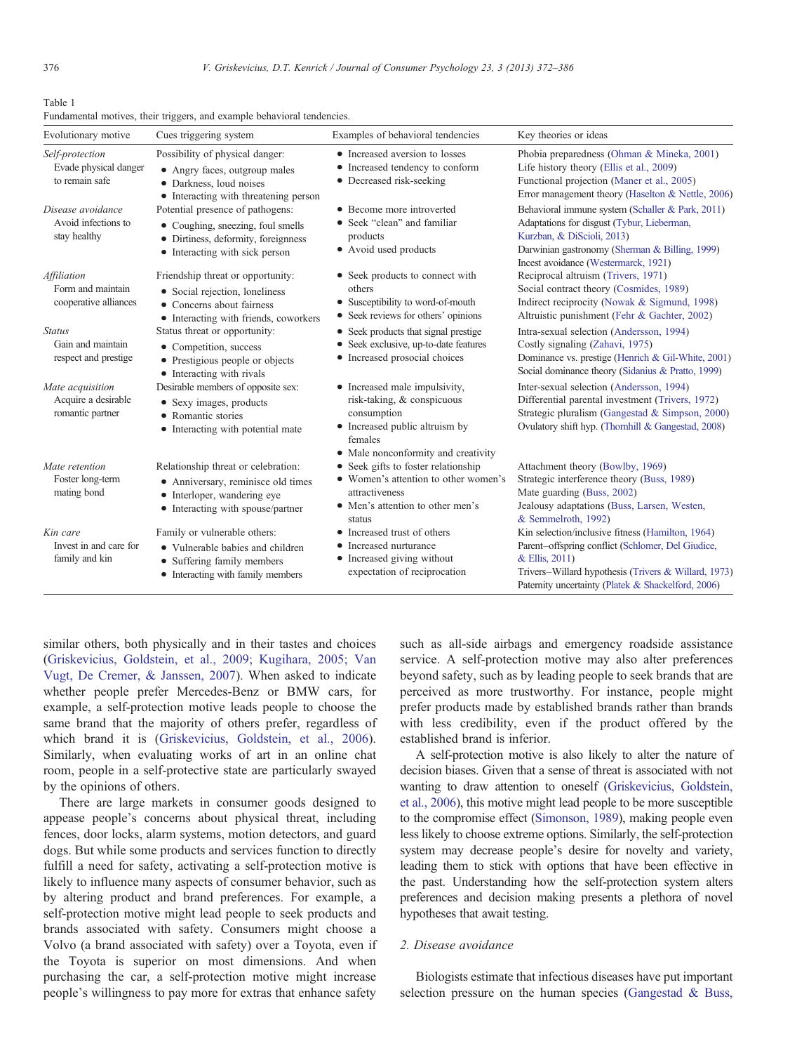Table 1
Fundamental motives, their triggers, and example behavioral tendencies.

| Evolutionary motive | Cues triggering system | Examples of behavioral tendencies | Key theories or ideas |
|---|---|---|---|
| *Self-protection*<br>Evade physical danger to remain safe | Possibility of physical danger:<br>• Angry faces, outgroup males<br>• Darkness, loud noises<br>• Interacting with threatening person | • Increased aversion to losses<br>• Increased tendency to conform<br>• Decreased risk-seeking | Phobia preparedness (Ohman & Mineka, 2001)<br>Life history theory (Ellis et al., 2009)<br>Functional projection (Maner et al., 2005)<br>Error management theory (Haselton & Nettle, 2006) |
| *Disease avoidance*<br>Avoid infections to stay healthy | Potential presence of pathogens:<br>• Coughing, sneezing, foul smells<br>• Dirtiness, deformity, foreignness<br>• Interacting with sick person | • Become more introverted<br>• Seek "clean" and familiar products<br>• Avoid used products | Behavioral immune system (Schaller & Park, 2011)<br>Adaptations for disgust (Tybur, Lieberman, Kurzban, & DiScioli, 2013)<br>Darwinian gastronomy (Sherman & Billing, 1999)<br>Incest avoidance (Westermarck, 1921) |
| *Affiliation*<br>Form and maintain cooperative alliances | Friendship threat or opportunity:<br>• Social rejection, loneliness<br>• Concerns about fairness<br>• Interacting with friends, coworkers | • Seek products to connect with others<br>• Susceptibility to word-of-mouth<br>• Seek reviews for others' opinions | Reciprocal altruism (Trivers, 1971)<br>Social contract theory (Cosmides, 1989)<br>Indirect reciprocity (Nowak & Sigmund, 1998)<br>Altruistic punishment (Fehr & Gachter, 2002) |
| *Status*<br>Gain and maintain respect and prestige | Status threat or opportunity:<br>• Competition, success<br>• Prestigious people or objects<br>• Interacting with rivals | • Seek products that signal prestige<br>• Seek exclusive, up-to-date features<br>• Increased prosocial choices | Intra-sexual selection (Andersson, 1994)<br>Costly signaling (Zahavi, 1975)<br>Dominance vs. prestige (Henrich & Gil-White, 2001)<br>Social dominance theory (Sidanius & Pratto, 1999) |
| *Mate acquisition*<br>Acquire a desirable romantic partner | Desirable members of opposite sex:<br>• Sexy images, products<br>• Romantic stories<br>• Interacting with potential mate | • Increased male impulsivity, risk-taking, & conspicuous consumption<br>• Increased public altruism by females<br>• Male nonconformity and creativity | Inter-sexual selection (Andersson, 1994)<br>Differential parental investment (Trivers, 1972)<br>Strategic pluralism (Gangestad & Simpson, 2000)<br>Ovulatory shift hyp. (Thornhill & Gangestad, 2008) |
| *Mate retention*<br>Foster long-term mating bond | Relationship threat or celebration:<br>• Anniversary, reminisce old times<br>• Interloper, wandering eye<br>• Interacting with spouse/partner | • Seek gifts to foster relationship<br>• Women's attention to other women's attractiveness<br>• Men's attention to other men's status | Attachment theory (Bowlby, 1969)<br>Strategic interference theory (Buss, 1989)<br>Mate guarding (Buss, 2002)<br>Jealousy adaptations (Buss, Larsen, Westen, & Semmelroth, 1992) |
| *Kin care*<br>Invest in and care for family and kin | Family or vulnerable others:<br>• Vulnerable babies and children<br>• Suffering family members<br>• Interacting with family members | • Increased trust of others<br>• Increased nurturance<br>• Increased giving without expectation of reciprocation | Kin selection/inclusive fitness (Hamilton, 1964)<br>Parent–offspring conflict (Schlomer, Del Giudice, & Ellis, 2011)<br>Trivers–Willard hypothesis (Trivers & Willard, 1973)<br>Paternity uncertainty (Platek & Shackelford, 2006) |

similar others, both physically and in their tastes and choices (Griskevicius, Goldstein, et al., 2009; Kugihara, 2005; Van Vugt, De Cremer, & Janssen, 2007). When asked to indicate whether people prefer Mercedes-Benz or BMW cars, for example, a self-protection motive leads people to choose the same brand that the majority of others prefer, regardless of which brand it is (Griskevicius, Goldstein, et al., 2006). Similarly, when evaluating works of art in an online chat room, people in a self-protective state are particularly swayed by the opinions of others.

There are large markets in consumer goods designed to appease people's concerns about physical threat, including fences, door locks, alarm systems, motion detectors, and guard dogs. But while some products and services function to directly fulfill a need for safety, activating a self-protection motive is likely to influence many aspects of consumer behavior, such as by altering product and brand preferences. For example, a self-protection motive might lead people to seek products and brands associated with safety. Consumers might choose a Volvo (a brand associated with safety) over a Toyota, even if the Toyota is superior on most dimensions. And when purchasing the car, a self-protection motive might increase people's willingness to pay more for extras that enhance safety such as all-side airbags and emergency roadside assistance service. A self-protection motive may also alter preferences beyond safety, such as by leading people to seek brands that are perceived as more trustworthy. For instance, people might prefer products made by established brands rather than brands with less credibility, even if the product offered by the established brand is inferior.

A self-protection motive is also likely to alter the nature of decision biases. Given that a sense of threat is associated with not wanting to draw attention to oneself (Griskevicius, Goldstein, et al., 2006), this motive might lead people to be more susceptible to the compromise effect (Simonson, 1989), making people even less likely to choose extreme options. Similarly, the self-protection system may decrease people's desire for novelty and variety, leading them to stick with options that have been effective in the past. Understanding how the self-protection system alters preferences and decision making presents a plethora of novel hypotheses that await testing.

## 2. Disease avoidance

Biologists estimate that infectious diseases have put important selection pressure on the human species (Gangestad & Buss,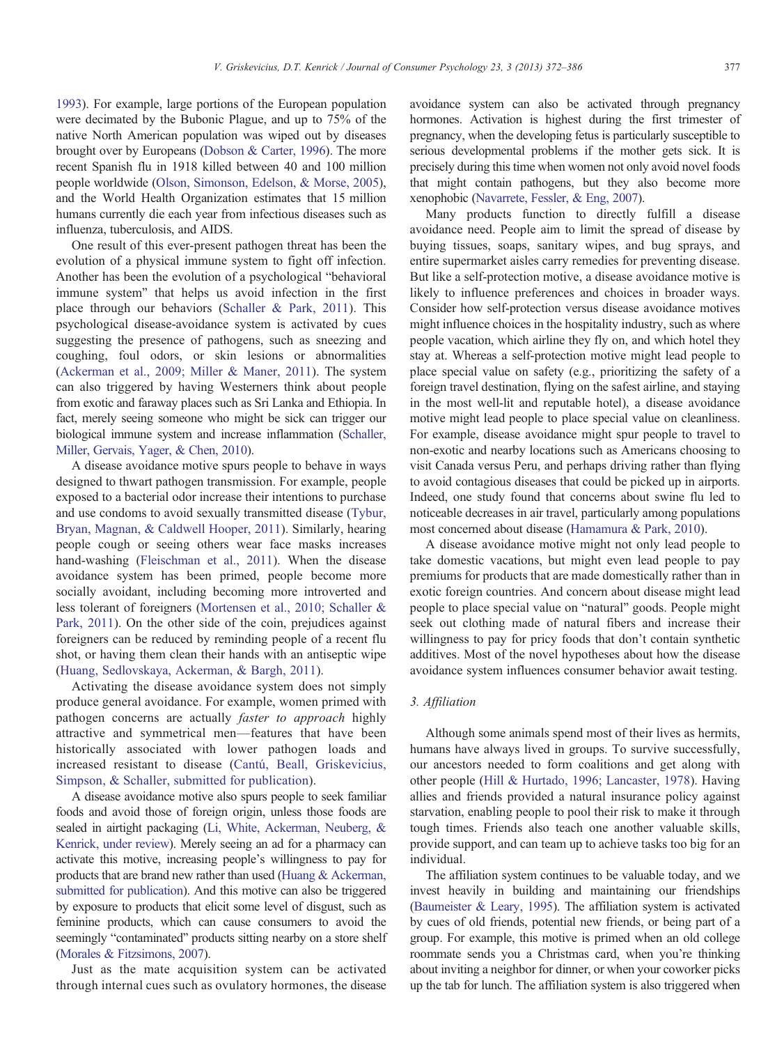1993). For example, large portions of the European population were decimated by the Bubonic Plague, and up to 75% of the native North American population was wiped out by diseases brought over by Europeans (Dobson & Carter, 1996). The more recent Spanish flu in 1918 killed between 40 and 100 million people worldwide (Olson, Simonson, Edelson, & Morse, 2005), and the World Health Organization estimates that 15 million humans currently die each year from infectious diseases such as influenza, tuberculosis, and AIDS.

One result of this ever-present pathogen threat has been the evolution of a physical immune system to fight off infection. Another has been the evolution of a psychological "behavioral immune system" that helps us avoid infection in the first place through our behaviors (Schaller & Park, 2011). This psychological disease-avoidance system is activated by cues suggesting the presence of pathogens, such as sneezing and coughing, foul odors, or skin lesions or abnormalities (Ackerman et al., 2009; Miller & Maner, 2011). The system can also triggered by having Westerners think about people from exotic and faraway places such as Sri Lanka and Ethiopia. In fact, merely seeing someone who might be sick can trigger our biological immune system and increase inflammation (Schaller, Miller, Gervais, Yager, & Chen, 2010).

A disease avoidance motive spurs people to behave in ways designed to thwart pathogen transmission. For example, people exposed to a bacterial odor increase their intentions to purchase and use condoms to avoid sexually transmitted disease (Tybur, Bryan, Magnan, & Caldwell Hooper, 2011). Similarly, hearing people cough or seeing others wear face masks increases hand-washing (Fleischman et al., 2011). When the disease avoidance system has been primed, people become more socially avoidant, including becoming more introverted and less tolerant of foreigners (Mortensen et al., 2010; Schaller & Park, 2011). On the other side of the coin, prejudices against foreigners can be reduced by reminding people of a recent flu shot, or having them clean their hands with an antiseptic wipe (Huang, Sedlovskaya, Ackerman, & Bargh, 2011).

Activating the disease avoidance system does not simply produce general avoidance. For example, women primed with pathogen concerns are actually *faster to approach* highly attractive and symmetrical men—features that have been historically associated with lower pathogen loads and increased resistant to disease (Cantú, Beall, Griskevicius, Simpson, & Schaller, submitted for publication).

A disease avoidance motive also spurs people to seek familiar foods and avoid those of foreign origin, unless those foods are sealed in airtight packaging (Li, White, Ackerman, Neuberg, & Kenrick, under review). Merely seeing an ad for a pharmacy can activate this motive, increasing people's willingness to pay for products that are brand new rather than used (Huang & Ackerman, submitted for publication). And this motive can also be triggered by exposure to products that elicit some level of disgust, such as feminine products, which can cause consumers to avoid the seemingly "contaminated" products sitting nearby on a store shelf (Morales & Fitzsimons, 2007).

Just as the mate acquisition system can be activated through internal cues such as ovulatory hormones, the disease avoidance system can also be activated through pregnancy hormones. Activation is highest during the first trimester of pregnancy, when the developing fetus is particularly susceptible to serious developmental problems if the mother gets sick. It is precisely during this time when women not only avoid novel foods that might contain pathogens, but they also become more xenophobic (Navarrete, Fessler, & Eng, 2007).

Many products function to directly fulfill a disease avoidance need. People aim to limit the spread of disease by buying tissues, soaps, sanitary wipes, and bug sprays, and entire supermarket aisles carry remedies for preventing disease. But like a self-protection motive, a disease avoidance motive is likely to influence preferences and choices in broader ways. Consider how self-protection versus disease avoidance motives might influence choices in the hospitality industry, such as where people vacation, which airline they fly on, and which hotel they stay at. Whereas a self-protection motive might lead people to place special value on safety (e.g., prioritizing the safety of a foreign travel destination, flying on the safest airline, and staying in the most well-lit and reputable hotel), a disease avoidance motive might lead people to place special value on cleanliness. For example, disease avoidance might spur people to travel to non-exotic and nearby locations such as Americans choosing to visit Canada versus Peru, and perhaps driving rather than flying to avoid contagious diseases that could be picked up in airports. Indeed, one study found that concerns about swine flu led to noticeable decreases in air travel, particularly among populations most concerned about disease (Hamamura & Park, 2010).

A disease avoidance motive might not only lead people to take domestic vacations, but might even lead people to pay premiums for products that are made domestically rather than in exotic foreign countries. And concern about disease might lead people to place special value on "natural" goods. People might seek out clothing made of natural fibers and increase their willingness to pay for pricy foods that don't contain synthetic additives. Most of the novel hypotheses about how the disease avoidance system influences consumer behavior await testing.

## 3. Affiliation

Although some animals spend most of their lives as hermits, humans have always lived in groups. To survive successfully, our ancestors needed to form coalitions and get along with other people (Hill & Hurtado, 1996; Lancaster, 1978). Having allies and friends provided a natural insurance policy against starvation, enabling people to pool their risk to make it through tough times. Friends also teach one another valuable skills, provide support, and can team up to achieve tasks too big for an individual.

The affiliation system continues to be valuable today, and we invest heavily in building and maintaining our friendships (Baumeister & Leary, 1995). The affiliation system is activated by cues of old friends, potential new friends, or being part of a group. For example, this motive is primed when an old college roommate sends you a Christmas card, when you're thinking about inviting a neighbor for dinner, or when your coworker picks up the tab for lunch. The affiliation system is also triggered when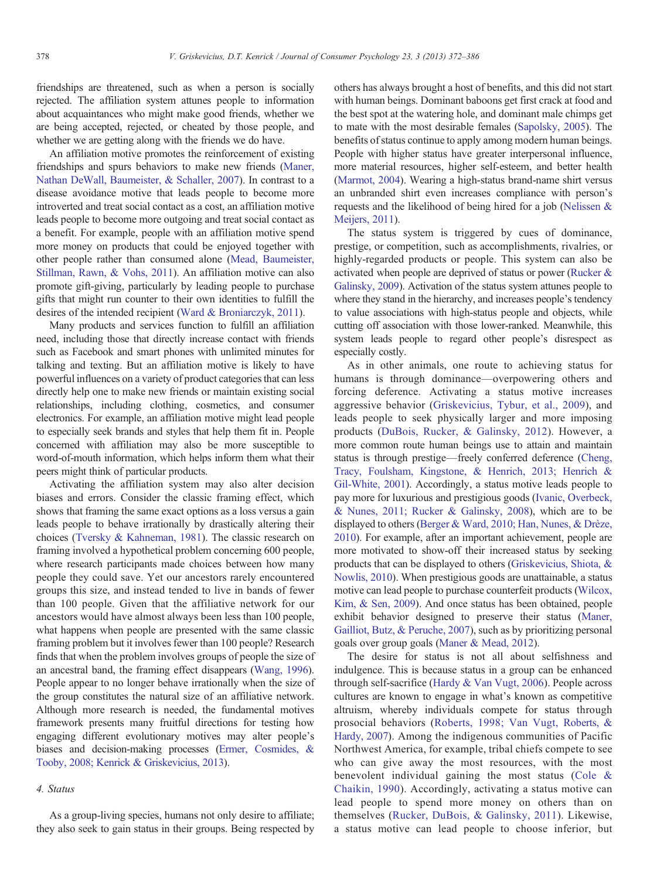friendships are threatened, such as when a person is socially rejected. The affiliation system attunes people to information about acquaintances who might make good friends, whether we are being accepted, rejected, or cheated by those people, and whether we are getting along with the friends we do have.

An affiliation motive promotes the reinforcement of existing friendships and spurs behaviors to make new friends (Maner, Nathan DeWall, Baumeister, & Schaller, 2007). In contrast to a disease avoidance motive that leads people to become more introverted and treat social contact as a cost, an affiliation motive leads people to become more outgoing and treat social contact as a benefit. For example, people with an affiliation motive spend more money on products that could be enjoyed together with other people rather than consumed alone (Mead, Baumeister, Stillman, Rawn, & Vohs, 2011). An affiliation motive can also promote gift-giving, particularly by leading people to purchase gifts that might run counter to their own identities to fulfill the desires of the intended recipient (Ward & Broniarczyk, 2011).

Many products and services function to fulfill an affiliation need, including those that directly increase contact with friends such as Facebook and smart phones with unlimited minutes for talking and texting. But an affiliation motive is likely to have powerful influences on a variety of product categories that can less directly help one to make new friends or maintain existing social relationships, including clothing, cosmetics, and consumer electronics. For example, an affiliation motive might lead people to especially seek brands and styles that help them fit in. People concerned with affiliation may also be more susceptible to word-of-mouth information, which helps inform them what their peers might think of particular products.

Activating the affiliation system may also alter decision biases and errors. Consider the classic framing effect, which shows that framing the same exact options as a loss versus a gain leads people to behave irrationally by drastically altering their choices (Tversky & Kahneman, 1981). The classic research on framing involved a hypothetical problem concerning 600 people, where research participants made choices between how many people they could save. Yet our ancestors rarely encountered groups this size, and instead tended to live in bands of fewer than 100 people. Given that the affiliative network for our ancestors would have almost always been less than 100 people, what happens when people are presented with the same classic framing problem but it involves fewer than 100 people? Research finds that when the problem involves groups of people the size of an ancestral band, the framing effect disappears (Wang, 1996). People appear to no longer behave irrationally when the size of the group constitutes the natural size of an affiliative network. Although more research is needed, the fundamental motives framework presents many fruitful directions for testing how engaging different evolutionary motives may alter people's biases and decision-making processes (Ermer, Cosmides, & Tooby, 2008; Kenrick & Griskevicius, 2013).

### 4. Status

As a group-living species, humans not only desire to affiliate; they also seek to gain status in their groups. Being respected by others has always brought a host of benefits, and this did not start with human beings. Dominant baboons get first crack at food and the best spot at the watering hole, and dominant male chimps get to mate with the most desirable females (Sapolsky, 2005). The benefits of status continue to apply among modern human beings. People with higher status have greater interpersonal influence, more material resources, higher self-esteem, and better health (Marmot, 2004). Wearing a high-status brand-name shirt versus an unbranded shirt even increases compliance with person's requests and the likelihood of being hired for a job (Nelissen & Meijers, 2011).

The status system is triggered by cues of dominance, prestige, or competition, such as accomplishments, rivalries, or highly-regarded products or people. This system can also be activated when people are deprived of status or power (Rucker & Galinsky, 2009). Activation of the status system attunes people to where they stand in the hierarchy, and increases people's tendency to value associations with high-status people and objects, while cutting off association with those lower-ranked. Meanwhile, this system leads people to regard other people's disrespect as especially costly.

As in other animals, one route to achieving status for humans is through dominance—overpowering others and forcing deference. Activating a status motive increases aggressive behavior (Griskevicius, Tybur, et al., 2009), and leads people to seek physically larger and more imposing products (DuBois, Rucker, & Galinsky, 2012). However, a more common route human beings use to attain and maintain status is through prestige—freely conferred deference (Cheng, Tracy, Foulsham, Kingstone, & Henrich, 2013; Henrich & Gil-White, 2001). Accordingly, a status motive leads people to pay more for luxurious and prestigious goods (Ivanic, Overbeck, & Nunes, 2011; Rucker & Galinsky, 2008), which are to be displayed to others (Berger & Ward, 2010; Han, Nunes, & Drèze, 2010). For example, after an important achievement, people are more motivated to show-off their increased status by seeking products that can be displayed to others (Griskevicius, Shiota, & Nowlis, 2010). When prestigious goods are unattainable, a status motive can lead people to purchase counterfeit products (Wilcox, Kim, & Sen, 2009). And once status has been obtained, people exhibit behavior designed to preserve their status (Maner, Gailliot, Butz, & Peruche, 2007), such as by prioritizing personal goals over group goals (Maner & Mead, 2012).

The desire for status is not all about selfishness and indulgence. This is because status in a group can be enhanced through self-sacrifice (Hardy & Van Vugt, 2006). People across cultures are known to engage in what's known as competitive altruism, whereby individuals compete for status through prosocial behaviors (Roberts, 1998; Van Vugt, Roberts, & Hardy, 2007). Among the indigenous communities of Pacific Northwest America, for example, tribal chiefs compete to see who can give away the most resources, with the most benevolent individual gaining the most status (Cole & Chaikin, 1990). Accordingly, activating a status motive can lead people to spend more money on others than on themselves (Rucker, DuBois, & Galinsky, 2011). Likewise, a status motive can lead people to choose inferior, but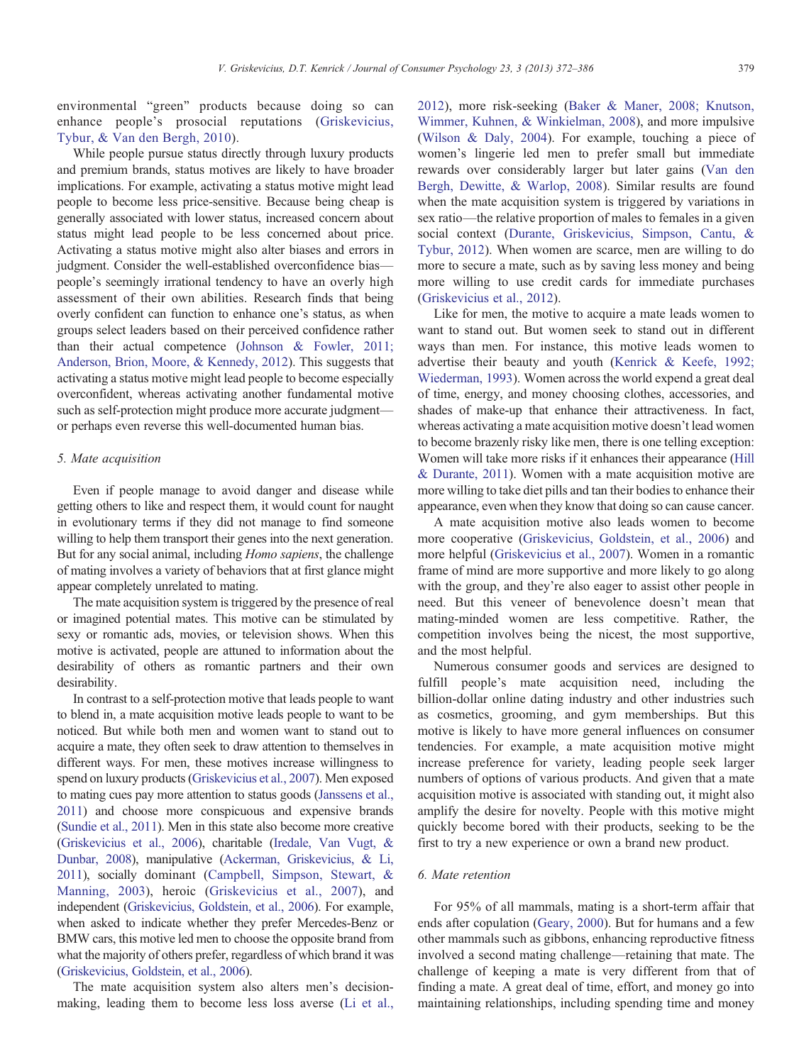environmental "green" products because doing so can enhance people's prosocial reputations (Griskevicius, Tybur, & Van den Bergh, 2010).

While people pursue status directly through luxury products and premium brands, status motives are likely to have broader implications. For example, activating a status motive might lead people to become less price-sensitive. Because being cheap is generally associated with lower status, increased concern about status might lead people to be less concerned about price. Activating a status motive might also alter biases and errors in judgment. Consider the well-established overconfidence bias—people's seemingly irrational tendency to have an overly high assessment of their own abilities. Research finds that being overly confident can function to enhance one's status, as when groups select leaders based on their perceived confidence rather than their actual competence (Johnson & Fowler, 2011; Anderson, Brion, Moore, & Kennedy, 2012). This suggests that activating a status motive might lead people to become especially overconfident, whereas activating another fundamental motive such as self-protection might produce more accurate judgment—or perhaps even reverse this well-documented human bias.

### 5. Mate acquisition

Even if people manage to avoid danger and disease while getting others to like and respect them, it would count for naught in evolutionary terms if they did not manage to find someone willing to help them transport their genes into the next generation. But for any social animal, including *Homo sapiens*, the challenge of mating involves a variety of behaviors that at first glance might appear completely unrelated to mating.

The mate acquisition system is triggered by the presence of real or imagined potential mates. This motive can be stimulated by sexy or romantic ads, movies, or television shows. When this motive is activated, people are attuned to information about the desirability of others as romantic partners and their own desirability.

In contrast to a self-protection motive that leads people to want to blend in, a mate acquisition motive leads people to want to be noticed. But while both men and women want to stand out to acquire a mate, they often seek to draw attention to themselves in different ways. For men, these motives increase willingness to spend on luxury products (Griskevicius et al., 2007). Men exposed to mating cues pay more attention to status goods (Janssens et al., 2011) and choose more conspicuous and expensive brands (Sundie et al., 2011). Men in this state also become more creative (Griskevicius et al., 2006), charitable (Iredale, Van Vugt, & Dunbar, 2008), manipulative (Ackerman, Griskevicius, & Li, 2011), socially dominant (Campbell, Simpson, Stewart, & Manning, 2003), heroic (Griskevicius et al., 2007), and independent (Griskevicius, Goldstein, et al., 2006). For example, when asked to indicate whether they prefer Mercedes-Benz or BMW cars, this motive led men to choose the opposite brand from what the majority of others prefer, regardless of which brand it was (Griskevicius, Goldstein, et al., 2006).

The mate acquisition system also alters men's decision-making, leading them to become less loss averse (Li et al., 2012), more risk-seeking (Baker & Maner, 2008; Knutson, Wimmer, Kuhnen, & Winkielman, 2008), and more impulsive (Wilson & Daly, 2004). For example, touching a piece of women's lingerie led men to prefer small but immediate rewards over considerably larger but later gains (Van den Bergh, Dewitte, & Warlop, 2008). Similar results are found when the mate acquisition system is triggered by variations in sex ratio—the relative proportion of males to females in a given social context (Durante, Griskevicius, Simpson, Cantu, & Tybur, 2012). When women are scarce, men are willing to do more to secure a mate, such as by saving less money and being more willing to use credit cards for immediate purchases (Griskevicius et al., 2012).

Like for men, the motive to acquire a mate leads women to want to stand out. But women seek to stand out in different ways than men. For instance, this motive leads women to advertise their beauty and youth (Kenrick & Keefe, 1992; Wiederman, 1993). Women across the world expend a great deal of time, energy, and money choosing clothes, accessories, and shades of make-up that enhance their attractiveness. In fact, whereas activating a mate acquisition motive doesn't lead women to become brazenly risky like men, there is one telling exception: Women will take more risks if it enhances their appearance (Hill & Durante, 2011). Women with a mate acquisition motive are more willing to take diet pills and tan their bodies to enhance their appearance, even when they know that doing so can cause cancer.

A mate acquisition motive also leads women to become more cooperative (Griskevicius, Goldstein, et al., 2006) and more helpful (Griskevicius et al., 2007). Women in a romantic frame of mind are more supportive and more likely to go along with the group, and they're also eager to assist other people in need. But this veneer of benevolence doesn't mean that mating-minded women are less competitive. Rather, the competition involves being the nicest, the most supportive, and the most helpful.

Numerous consumer goods and services are designed to fulfill people's mate acquisition need, including the billion-dollar online dating industry and other industries such as cosmetics, grooming, and gym memberships. But this motive is likely to have more general influences on consumer tendencies. For example, a mate acquisition motive might increase preference for variety, leading people seek larger numbers of options of various products. And given that a mate acquisition motive is associated with standing out, it might also amplify the desire for novelty. People with this motive might quickly become bored with their products, seeking to be the first to try a new experience or own a brand new product.

### 6. Mate retention

For 95% of all mammals, mating is a short-term affair that ends after copulation (Geary, 2000). But for humans and a few other mammals such as gibbons, enhancing reproductive fitness involved a second mating challenge—retaining that mate. The challenge of keeping a mate is very different from that of finding a mate. A great deal of time, effort, and money go into maintaining relationships, including spending time and money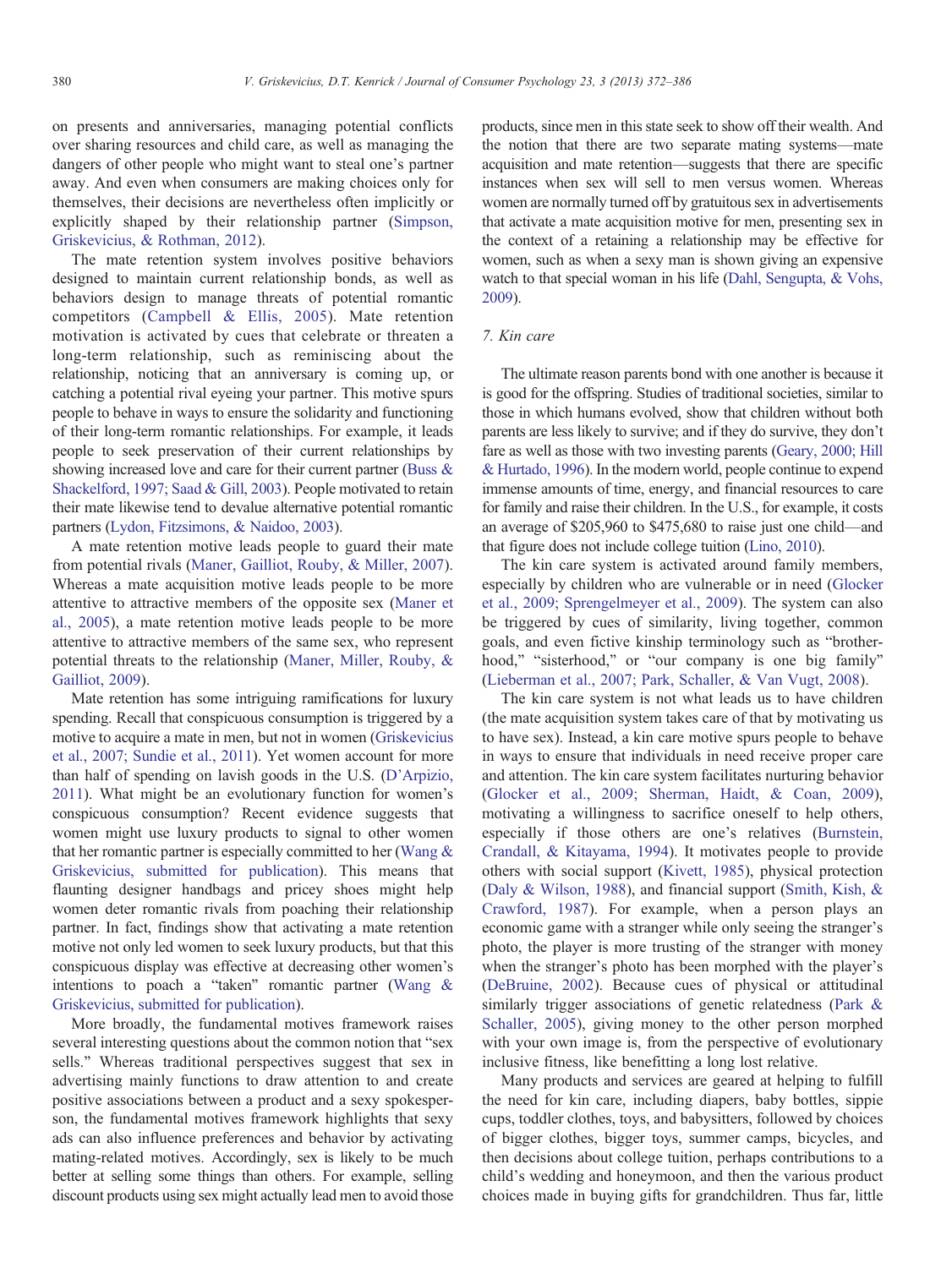on presents and anniversaries, managing potential conflicts over sharing resources and child care, as well as managing the dangers of other people who might want to steal one's partner away. And even when consumers are making choices only for themselves, their decisions are nevertheless often implicitly or explicitly shaped by their relationship partner (Simpson, Griskevicius, & Rothman, 2012).

The mate retention system involves positive behaviors designed to maintain current relationship bonds, as well as behaviors design to manage threats of potential romantic competitors (Campbell & Ellis, 2005). Mate retention motivation is activated by cues that celebrate or threaten a long-term relationship, such as reminiscing about the relationship, noticing that an anniversary is coming up, or catching a potential rival eyeing your partner. This motive spurs people to behave in ways to ensure the solidarity and functioning of their long-term romantic relationships. For example, it leads people to seek preservation of their current relationships by showing increased love and care for their current partner (Buss & Shackelford, 1997; Saad & Gill, 2003). People motivated to retain their mate likewise tend to devalue alternative potential romantic partners (Lydon, Fitzsimons, & Naidoo, 2003).

A mate retention motive leads people to guard their mate from potential rivals (Maner, Gailliot, Rouby, & Miller, 2007). Whereas a mate acquisition motive leads people to be more attentive to attractive members of the opposite sex (Maner et al., 2005), a mate retention motive leads people to be more attentive to attractive members of the same sex, who represent potential threats to the relationship (Maner, Miller, Rouby, & Gailliot, 2009).

Mate retention has some intriguing ramifications for luxury spending. Recall that conspicuous consumption is triggered by a motive to acquire a mate in men, but not in women (Griskevicius et al., 2007; Sundie et al., 2011). Yet women account for more than half of spending on lavish goods in the U.S. (D'Arpizio, 2011). What might be an evolutionary function for women's conspicuous consumption? Recent evidence suggests that women might use luxury products to signal to other women that her romantic partner is especially committed to her (Wang & Griskevicius, submitted for publication). This means that flaunting designer handbags and pricey shoes might help women deter romantic rivals from poaching their relationship partner. In fact, findings show that activating a mate retention motive not only led women to seek luxury products, but that this conspicuous display was effective at decreasing other women's intentions to poach a "taken" romantic partner (Wang & Griskevicius, submitted for publication).

More broadly, the fundamental motives framework raises several interesting questions about the common notion that "sex sells." Whereas traditional perspectives suggest that sex in advertising mainly functions to draw attention to and create positive associations between a product and a sexy spokesperson, the fundamental motives framework highlights that sexy ads can also influence preferences and behavior by activating mating-related motives. Accordingly, sex is likely to be much better at selling some things than others. For example, selling discount products using sex might actually lead men to avoid those products, since men in this state seek to show off their wealth. And the notion that there are two separate mating systems—mate acquisition and mate retention—suggests that there are specific instances when sex will sell to men versus women. Whereas women are normally turned off by gratuitous sex in advertisements that activate a mate acquisition motive for men, presenting sex in the context of a retaining a relationship may be effective for women, such as when a sexy man is shown giving an expensive watch to that special woman in his life (Dahl, Sengupta, & Vohs, 2009).

## 7. Kin care

The ultimate reason parents bond with one another is because it is good for the offspring. Studies of traditional societies, similar to those in which humans evolved, show that children without both parents are less likely to survive; and if they do survive, they don't fare as well as those with two investing parents (Geary, 2000; Hill & Hurtado, 1996). In the modern world, people continue to expend immense amounts of time, energy, and financial resources to care for family and raise their children. In the U.S., for example, it costs an average of $205,960 to $475,680 to raise just one child—and that figure does not include college tuition (Lino, 2010).

The kin care system is activated around family members, especially by children who are vulnerable or in need (Glocker et al., 2009; Sprengelmeyer et al., 2009). The system can also be triggered by cues of similarity, living together, common goals, and even fictive kinship terminology such as "brotherhood," "sisterhood," or "our company is one big family" (Lieberman et al., 2007; Park, Schaller, & Van Vugt, 2008).

The kin care system is not what leads us to have children (the mate acquisition system takes care of that by motivating us to have sex). Instead, a kin care motive spurs people to behave in ways to ensure that individuals in need receive proper care and attention. The kin care system facilitates nurturing behavior (Glocker et al., 2009; Sherman, Haidt, & Coan, 2009), motivating a willingness to sacrifice oneself to help others, especially if those others are one's relatives (Burnstein, Crandall, & Kitayama, 1994). It motivates people to provide others with social support (Kivett, 1985), physical protection (Daly & Wilson, 1988), and financial support (Smith, Kish, & Crawford, 1987). For example, when a person plays an economic game with a stranger while only seeing the stranger's photo, the player is more trusting of the stranger with money when the stranger's photo has been morphed with the player's (DeBruine, 2002). Because cues of physical or attitudinal similarly trigger associations of genetic relatedness (Park & Schaller, 2005), giving money to the other person morphed with your own image is, from the perspective of evolutionary inclusive fitness, like benefitting a long lost relative.

Many products and services are geared at helping to fulfill the need for kin care, including diapers, baby bottles, sippie cups, toddler clothes, toys, and babysitters, followed by choices of bigger clothes, bigger toys, summer camps, bicycles, and then decisions about college tuition, perhaps contributions to a child's wedding and honeymoon, and then the various product choices made in buying gifts for grandchildren. Thus far, little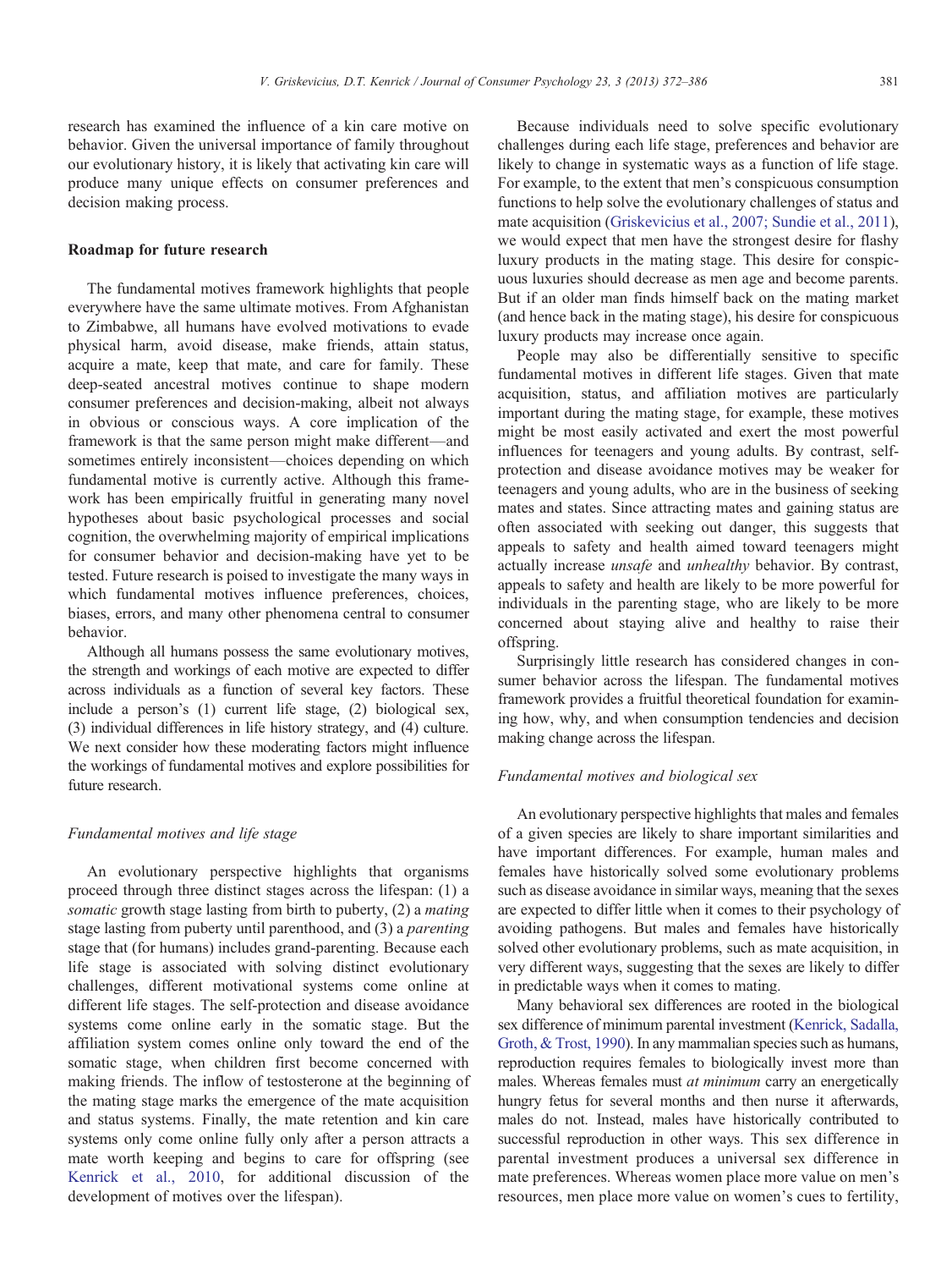research has examined the influence of a kin care motive on behavior. Given the universal importance of family throughout our evolutionary history, it is likely that activating kin care will produce many unique effects on consumer preferences and decision making process.

## Roadmap for future research

The fundamental motives framework highlights that people everywhere have the same ultimate motives. From Afghanistan to Zimbabwe, all humans have evolved motivations to evade physical harm, avoid disease, make friends, attain status, acquire a mate, keep that mate, and care for family. These deep-seated ancestral motives continue to shape modern consumer preferences and decision-making, albeit not always in obvious or conscious ways. A core implication of the framework is that the same person might make different—and sometimes entirely inconsistent—choices depending on which fundamental motive is currently active. Although this framework has been empirically fruitful in generating many novel hypotheses about basic psychological processes and social cognition, the overwhelming majority of empirical implications for consumer behavior and decision-making have yet to be tested. Future research is poised to investigate the many ways in which fundamental motives influence preferences, choices, biases, errors, and many other phenomena central to consumer behavior.

Although all humans possess the same evolutionary motives, the strength and workings of each motive are expected to differ across individuals as a function of several key factors. These include a person's (1) current life stage, (2) biological sex, (3) individual differences in life history strategy, and (4) culture. We next consider how these moderating factors might influence the workings of fundamental motives and explore possibilities for future research.

### *Fundamental motives and life stage*

An evolutionary perspective highlights that organisms proceed through three distinct stages across the lifespan: (1) a *somatic* growth stage lasting from birth to puberty, (2) a *mating* stage lasting from puberty until parenthood, and (3) a *parenting* stage that (for humans) includes grand-parenting. Because each life stage is associated with solving distinct evolutionary challenges, different motivational systems come online at different life stages. The self-protection and disease avoidance systems come online early in the somatic stage. But the affiliation system comes online only toward the end of the somatic stage, when children first become concerned with making friends. The inflow of testosterone at the beginning of the mating stage marks the emergence of the mate acquisition and status systems. Finally, the mate retention and kin care systems only come online fully only after a person attracts a mate worth keeping and begins to care for offspring (see Kenrick et al., 2010, for additional discussion of the development of motives over the lifespan).

Because individuals need to solve specific evolutionary challenges during each life stage, preferences and behavior are likely to change in systematic ways as a function of life stage. For example, to the extent that men's conspicuous consumption functions to help solve the evolutionary challenges of status and mate acquisition (Griskevicius et al., 2007; Sundie et al., 2011), we would expect that men have the strongest desire for flashy luxury products in the mating stage. This desire for conspicuous luxuries should decrease as men age and become parents. But if an older man finds himself back on the mating market (and hence back in the mating stage), his desire for conspicuous luxury products may increase once again.

People may also be differentially sensitive to specific fundamental motives in different life stages. Given that mate acquisition, status, and affiliation motives are particularly important during the mating stage, for example, these motives might be most easily activated and exert the most powerful influences for teenagers and young adults. By contrast, self-protection and disease avoidance motives may be weaker for teenagers and young adults, who are in the business of seeking mates and states. Since attracting mates and gaining status are often associated with seeking out danger, this suggests that appeals to safety and health aimed toward teenagers might actually increase *unsafe* and *unhealthy* behavior. By contrast, appeals to safety and health are likely to be more powerful for individuals in the parenting stage, who are likely to be more concerned about staying alive and healthy to raise their offspring.

Surprisingly little research has considered changes in consumer behavior across the lifespan. The fundamental motives framework provides a fruitful theoretical foundation for examining how, why, and when consumption tendencies and decision making change across the lifespan.

### *Fundamental motives and biological sex*

An evolutionary perspective highlights that males and females of a given species are likely to share important similarities and have important differences. For example, human males and females have historically solved some evolutionary problems such as disease avoidance in similar ways, meaning that the sexes are expected to differ little when it comes to their psychology of avoiding pathogens. But males and females have historically solved other evolutionary problems, such as mate acquisition, in very different ways, suggesting that the sexes are likely to differ in predictable ways when it comes to mating.

Many behavioral sex differences are rooted in the biological sex difference of minimum parental investment (Kenrick, Sadalla, Groth, & Trost, 1990). In any mammalian species such as humans, reproduction requires females to biologically invest more than males. Whereas females must *at minimum* carry an energetically hungry fetus for several months and then nurse it afterwards, males do not. Instead, males have historically contributed to successful reproduction in other ways. This sex difference in parental investment produces a universal sex difference in mate preferences. Whereas women place more value on men's resources, men place more value on women's cues to fertility,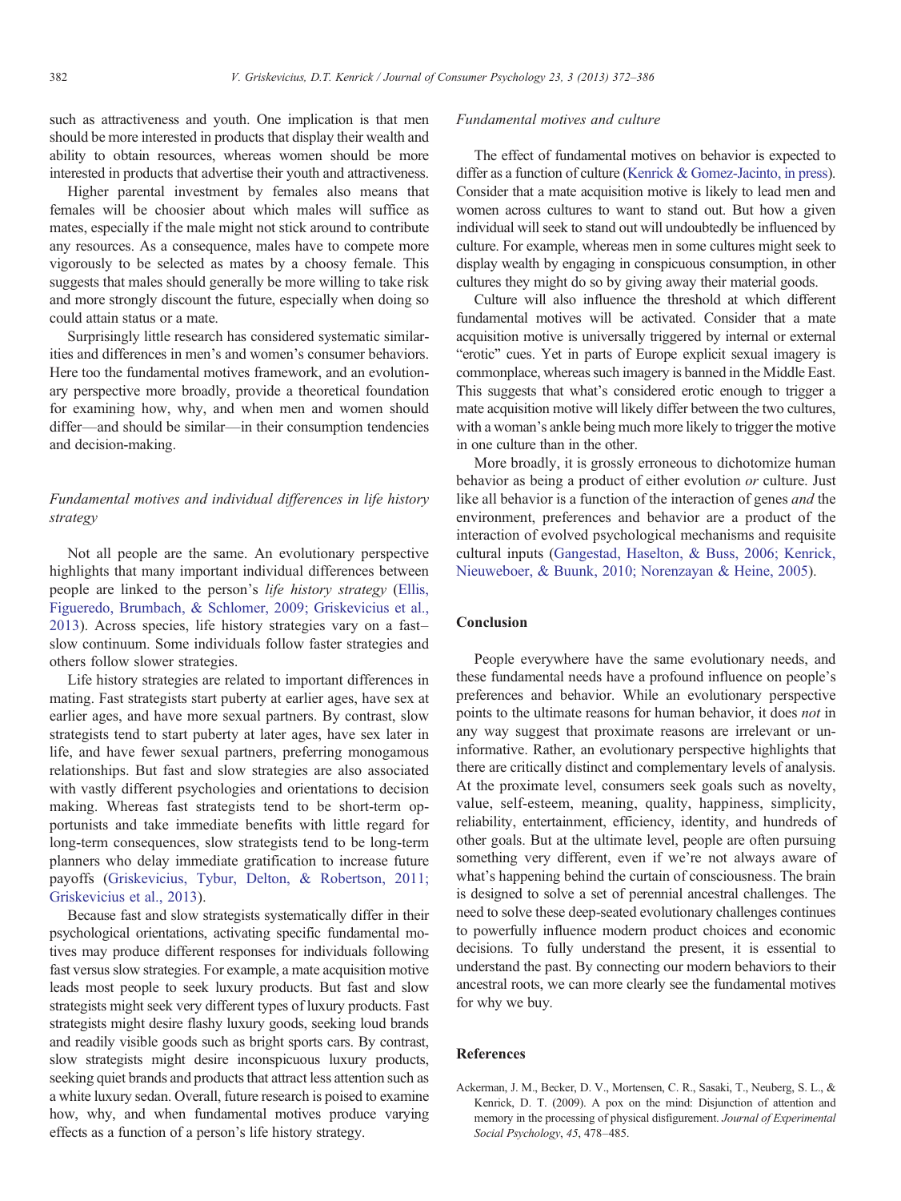such as attractiveness and youth. One implication is that men should be more interested in products that display their wealth and ability to obtain resources, whereas women should be more interested in products that advertise their youth and attractiveness.

Higher parental investment by females also means that females will be choosier about which males will suffice as mates, especially if the male might not stick around to contribute any resources. As a consequence, males have to compete more vigorously to be selected as mates by a choosy female. This suggests that males should generally be more willing to take risk and more strongly discount the future, especially when doing so could attain status or a mate.

Surprisingly little research has considered systematic similarities and differences in men's and women's consumer behaviors. Here too the fundamental motives framework, and an evolutionary perspective more broadly, provide a theoretical foundation for examining how, why, and when men and women should differ—and should be similar—in their consumption tendencies and decision-making.

### *Fundamental motives and individual differences in life history strategy*

Not all people are the same. An evolutionary perspective highlights that many important individual differences between people are linked to the person's *life history strategy* (Ellis, Figueredo, Brumbach, & Schlomer, 2009; Griskevicius et al., 2013). Across species, life history strategies vary on a fast–slow continuum. Some individuals follow faster strategies and others follow slower strategies.

Life history strategies are related to important differences in mating. Fast strategists start puberty at earlier ages, have sex at earlier ages, and have more sexual partners. By contrast, slow strategists tend to start puberty at later ages, have sex later in life, and have fewer sexual partners, preferring monogamous relationships. But fast and slow strategies are also associated with vastly different psychologies and orientations to decision making. Whereas fast strategists tend to be short-term opportunists and take immediate benefits with little regard for long-term consequences, slow strategists tend to be long-term planners who delay immediate gratification to increase future payoffs (Griskevicius, Tybur, Delton, & Robertson, 2011; Griskevicius et al., 2013).

Because fast and slow strategists systematically differ in their psychological orientations, activating specific fundamental motives may produce different responses for individuals following fast versus slow strategies. For example, a mate acquisition motive leads most people to seek luxury products. But fast and slow strategists might seek very different types of luxury products. Fast strategists might desire flashy luxury goods, seeking loud brands and readily visible goods such as bright sports cars. By contrast, slow strategists might desire inconspicuous luxury products, seeking quiet brands and products that attract less attention such as a white luxury sedan. Overall, future research is poised to examine how, why, and when fundamental motives produce varying effects as a function of a person's life history strategy.

### *Fundamental motives and culture*

The effect of fundamental motives on behavior is expected to differ as a function of culture (Kenrick & Gomez-Jacinto, in press). Consider that a mate acquisition motive is likely to lead men and women across cultures to want to stand out. But how a given individual will seek to stand out will undoubtedly be influenced by culture. For example, whereas men in some cultures might seek to display wealth by engaging in conspicuous consumption, in other cultures they might do so by giving away their material goods.

Culture will also influence the threshold at which different fundamental motives will be activated. Consider that a mate acquisition motive is universally triggered by internal or external "erotic" cues. Yet in parts of Europe explicit sexual imagery is commonplace, whereas such imagery is banned in the Middle East. This suggests that what's considered erotic enough to trigger a mate acquisition motive will likely differ between the two cultures, with a woman's ankle being much more likely to trigger the motive in one culture than in the other.

More broadly, it is grossly erroneous to dichotomize human behavior as being a product of either evolution *or* culture. Just like all behavior is a function of the interaction of genes *and* the environment, preferences and behavior are a product of the interaction of evolved psychological mechanisms and requisite cultural inputs (Gangestad, Haselton, & Buss, 2006; Kenrick, Nieuweboer, & Buunk, 2010; Norenzayan & Heine, 2005).

## Conclusion

People everywhere have the same evolutionary needs, and these fundamental needs have a profound influence on people's preferences and behavior. While an evolutionary perspective points to the ultimate reasons for human behavior, it does *not* in any way suggest that proximate reasons are irrelevant or uninformative. Rather, an evolutionary perspective highlights that there are critically distinct and complementary levels of analysis. At the proximate level, consumers seek goals such as novelty, value, self-esteem, meaning, quality, happiness, simplicity, reliability, entertainment, efficiency, identity, and hundreds of other goals. But at the ultimate level, people are often pursuing something very different, even if we're not always aware of what's happening behind the curtain of consciousness. The brain is designed to solve a set of perennial ancestral challenges. The need to solve these deep-seated evolutionary challenges continues to powerfully influence modern product choices and economic decisions. To fully understand the present, it is essential to understand the past. By connecting our modern behaviors to their ancestral roots, we can more clearly see the fundamental motives for why we buy.

## References

Ackerman, J. M., Becker, D. V., Mortensen, C. R., Sasaki, T., Neuberg, S. L., & Kenrick, D. T. (2009). A pox on the mind: Disjunction of attention and memory in the processing of physical disfigurement. *Journal of Experimental Social Psychology*, *45*, 478–485.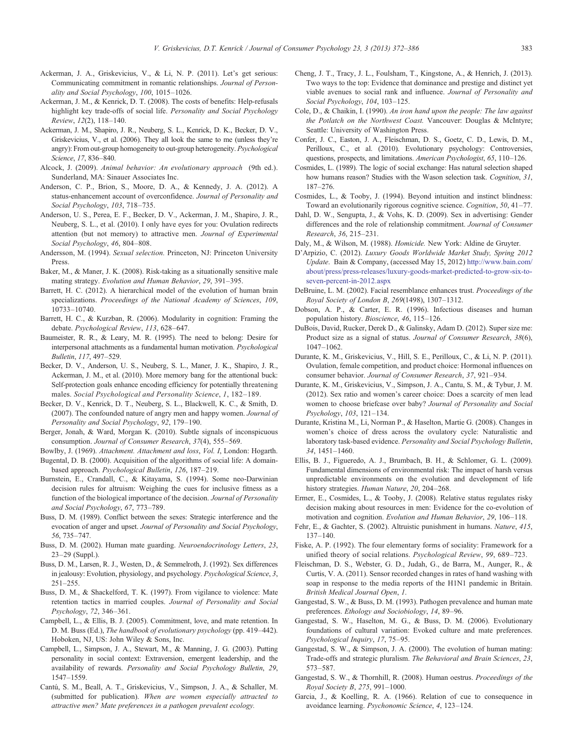Ackerman, J. A., Griskevicius, V., & Li, N. P. (2011). Let's get serious: Communicating commitment in romantic relationships. *Journal of Personality and Social Psychology*, *100*, 1015–1026.

Ackerman, J. M., & Kenrick, D. T. (2008). The costs of benefits: Help-refusals highlight key trade-offs of social life. *Personality and Social Psychology Review*, *12*(2), 118–140.

Ackerman, J. M., Shapiro, J. R., Neuberg, S. L., Kenrick, D. K., Becker, D. V., Griskevicius, V., et al. (2006). They all look the same to me (unless they're angry): From out-group homogeneity to out-group heterogeneity. *Psychological Science*, *17*, 836–840.

Alcock, J. (2009). *Animal behavior: An evolutionary approach* (9th ed.). Sunderland, MA: Sinauer Associates Inc.

Anderson, C. P., Brion, S., Moore, D. A., & Kennedy, J. A. (2012). A status-enhancement account of overconfidence. *Journal of Personality and Social Psychology*, *103*, 718–735.

Anderson, U. S., Perea, E. F., Becker, D. V., Ackerman, J. M., Shapiro, J. R., Neuberg, S. L., et al. (2010). I only have eyes for you: Ovulation redirects attention (but not memory) to attractive men. *Journal of Experimental Social Psychology*, *46*, 804–808.

Andersson, M. (1994). *Sexual selection.* Princeton, NJ: Princeton University Press.

Baker, M., & Maner, J. K. (2008). Risk-taking as a situationally sensitive male mating strategy. *Evolution and Human Behavior*, *29*, 391–395.

Barrett, H. C. (2012). A hierarchical model of the evolution of human brain specializations. *Proceedings of the National Academy of Sciences*, *109*, 10733–10740.

Barrett, H. C., & Kurzban, R. (2006). Modularity in cognition: Framing the debate. *Psychological Review*, *113*, 628–647.

Baumeister, R. R., & Leary, M. R. (1995). The need to belong: Desire for interpersonal attachments as a fundamental human motivation. *Psychological Bulletin*, *117*, 497–529.

Becker, D. V., Anderson, U. S., Neuberg, S. L., Maner, J. K., Shapiro, J. R., Ackerman, J. M., et al. (2010). More memory bang for the attentional buck: Self-protection goals enhance encoding efficiency for potentially threatening males. *Social Psychological and Personality Science*, *1*, 182–189.

Becker, D. V., Kenrick, D. T., Neuberg, S. L., Blackwell, K. C., & Smith, D. (2007). The confounded nature of angry men and happy women. *Journal of Personality and Social Psychology*, *92*, 179–190.

Berger, Jonah, & Ward, Morgan K. (2010). Subtle signals of inconspicuous consumption. *Journal of Consumer Research*, *37*(4), 555–569.

Bowlby, J. (1969). *Attachment. Attachment and loss*, *Vol. I*, London: Hogarth.

Bugental, D. B. (2000). Acquisition of the algorithms of social life: A domain-based approach. *Psychological Bulletin*, *126*, 187–219.

Burnstein, E., Crandall, C., & Kitayama, S. (1994). Some neo-Darwinian decision rules for altruism: Weighing the cues for inclusive fitness as a function of the biological importance of the decision. *Journal of Personality and Social Psychology*, *67*, 773–789.

Buss, D. M. (1989). Conflict between the sexes: Strategic interference and the evocation of anger and upset. *Journal of Personality and Social Psychology*, *56*, 735–747.

Buss, D. M. (2002). Human mate guarding. *Neuroendocrinology Letters*, *23*, 23–29 (Suppl.).

Buss, D. M., Larsen, R. J., Westen, D., & Semmelroth, J. (1992). Sex differences in jealousy: Evolution, physiology, and psychology. *Psychological Science*, *3*, 251–255.

Buss, D. M., & Shackelford, T. K. (1997). From vigilance to violence: Mate retention tactics in married couples. *Journal of Personality and Social Psychology*, *72*, 346–361.

Campbell, L., & Ellis, B. J. (2005). Commitment, love, and mate retention. In D. M. Buss (Ed.), *The handbook of evolutionary psychology* (pp. 419–442). Hoboken, NJ, US: John Wiley & Sons, Inc.

Campbell, L., Simpson, J. A., Stewart, M., & Manning, J. G. (2003). Putting personality in social context: Extraversion, emergent leadership, and the availability of rewards. *Personality and Social Psychology Bulletin*, *29*, 1547–1559.

Cantú, S. M., Beall, A. T., Griskevicius, V., Simpson, J. A., & Schaller, M. (submitted for publication). *When are women especially attracted to attractive men? Mate preferences in a pathogen prevalent ecology.*

Cheng, J. T., Tracy, J. L., Foulsham, T., Kingstone, A., & Henrich, J. (2013). Two ways to the top: Evidence that dominance and prestige and distinct yet viable avenues to social rank and influence. *Journal of Personality and Social Psychology*, *104*, 103–125.

Cole, D., & Chaikin, I. (1990). *An iron hand upon the people: The law against the Potlatch on the Northwest Coast.* Vancouver: Douglas & McIntyre; Seattle: University of Washington Press.

Confer, J. C., Easton, J. A., Fleischman, D. S., Goetz, C. D., Lewis, D. M., Perilloux, C., et al. (2010). Evolutionary psychology: Controversies, questions, prospects, and limitations. *American Psychologist*, *65*, 110–126.

Cosmides, L. (1989). The logic of social exchange: Has natural selection shaped how humans reason? Studies with the Wason selection task. *Cognition*, *31*, 187–276.

Cosmides, L., & Tooby, J. (1994). Beyond intuition and instinct blindness: Toward an evolutionarily rigorous cognitive science. *Cognition*, *50*, 41–77.

Dahl, D. W., Sengupta, J., & Vohs, K. D. (2009). Sex in advertising: Gender differences and the role of relationship commitment. *Journal of Consumer Research*, *36*, 215–231.

Daly, M., & Wilson, M. (1988). *Homicide.* New York: Aldine de Gruyter.

D'Arpizio, C. (2012). *Luxury Goods Worldwide Market Study, Spring 2012 Update*. Bain & Company, (accessed May 15, 2012) http://www.bain.com/about/press/press-releases/luxury-goods-market-predicted-to-grow-six-to-seven-percent-in-2012.aspx

DeBruine, L. M. (2002). Facial resemblance enhances trust. *Proceedings of the Royal Society of London B*, *269*(1498), 1307–1312.

Dobson, A. P., & Carter, E. R. (1996). Infectious diseases and human population history. *Bioscience*, *46*, 115–126.

DuBois, David, Rucker, Derek D., & Galinsky, Adam D. (2012). Super size me: Product size as a signal of status. *Journal of Consumer Research*, *38*(6), 1047–1062.

Durante, K. M., Griskevicius, V., Hill, S. E., Perilloux, C., & Li, N. P. (2011). Ovulation, female competition, and product choice: Hormonal influences on consumer behavior. *Journal of Consumer Research*, *37*, 921–934.

Durante, K. M., Griskevicius, V., Simpson, J. A., Cantu, S. M., & Tybur, J. M. (2012). Sex ratio and women's career choice: Does a scarcity of men lead women to choose briefcase over baby? *Journal of Personality and Social Psychology*, *103*, 121–134.

Durante, Kristina M., Li, Norman P., & Haselton, Martie G. (2008). Changes in women's choice of dress across the ovulatory cycle: Naturalistic and laboratory task-based evidence. *Personality and Social Psychology Bulletin*, *34*, 1451–1460.

Ellis, B. J., Figueredo, A. J., Brumbach, B. H., & Schlomer, G. L. (2009). Fundamental dimensions of environmental risk: The impact of harsh versus unpredictable environments on the evolution and development of life history strategies. *Human Nature*, *20*, 204–268.

Ermer, E., Cosmides, L., & Tooby, J. (2008). Relative status regulates risky decision making about resources in men: Evidence for the co-evolution of motivation and cognition. *Evolution and Human Behavior*, *29*, 106–118.

Fehr, E., & Gachter, S. (2002). Altruistic punishment in humans. *Nature*, *415*, 137–140.

Fiske, A. P. (1992). The four elementary forms of sociality: Framework for a unified theory of social relations. *Psychological Review*, *99*, 689–723.

Fleischman, D. S., Webster, G. D., Judah, G., de Barra, M., Aunger, R., & Curtis, V. A. (2011). Sensor recorded changes in rates of hand washing with soap in response to the media reports of the H1N1 pandemic in Britain. *British Medical Journal Open*, *1*.

Gangestad, S. W., & Buss, D. M. (1993). Pathogen prevalence and human mate preferences. *Ethology and Sociobiology*, *14*, 89–96.

Gangestad, S. W., Haselton, M. G., & Buss, D. M. (2006). Evolutionary foundations of cultural variation: Evoked culture and mate preferences. *Psychological Inquiry*, *17*, 75–95.

Gangestad, S. W., & Simpson, J. A. (2000). The evolution of human mating: Trade-offs and strategic pluralism. *The Behavioral and Brain Sciences*, *23*, 573–587.

Gangestad, S. W., & Thornhill, R. (2008). Human oestrus. *Proceedings of the Royal Society B*, *275*, 991–1000.

Garcia, J., & Koelling, R. A. (1966). Relation of cue to consequence in avoidance learning. *Psychonomic Science*, *4*, 123–124.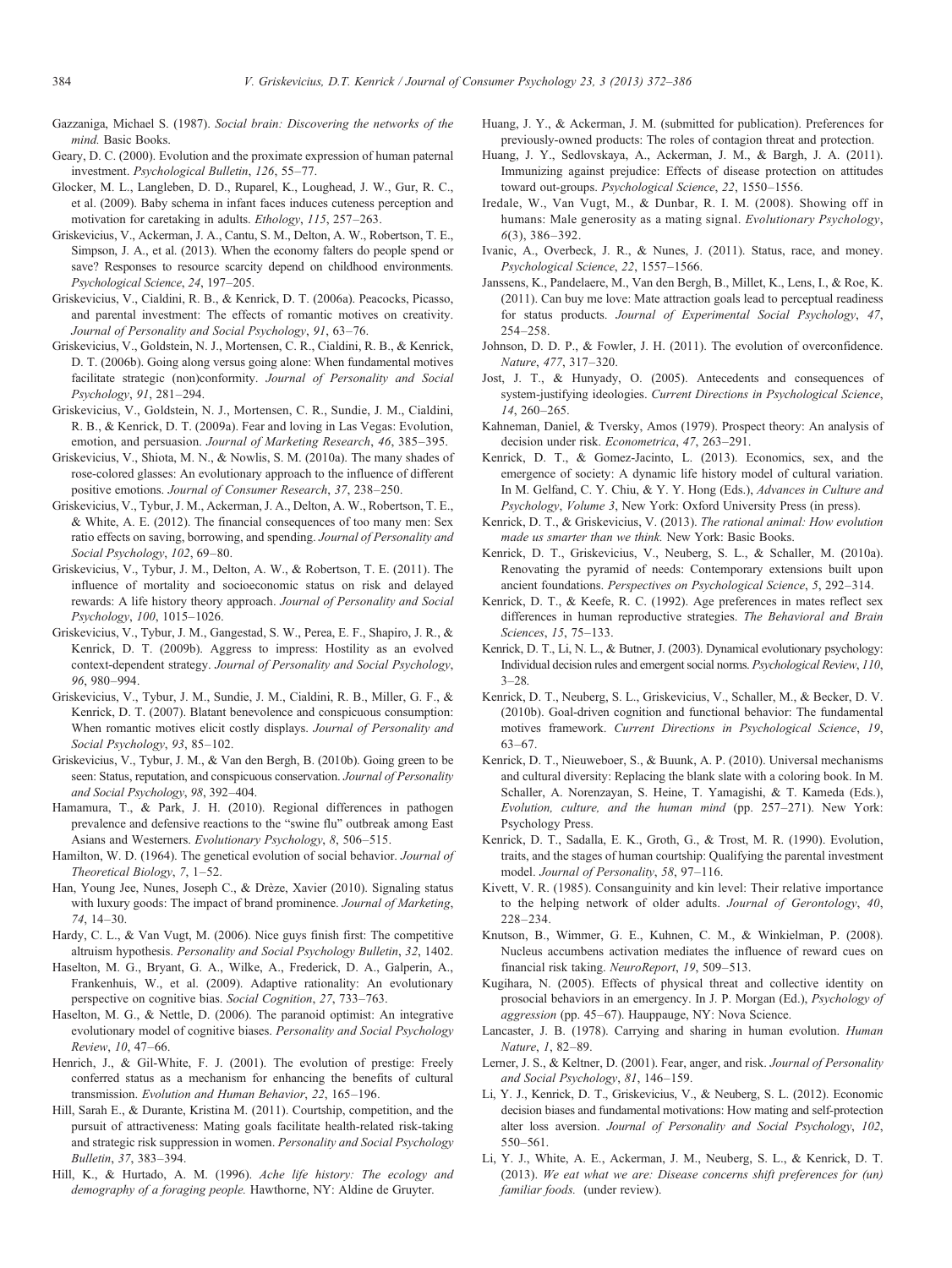Gazzaniga, Michael S. (1987). *Social brain: Discovering the networks of the mind.* Basic Books.

Geary, D. C. (2000). Evolution and the proximate expression of human paternal investment. *Psychological Bulletin*, *126*, 55–77.

Glocker, M. L., Langleben, D. D., Ruparel, K., Loughead, J. W., Gur, R. C., et al. (2009). Baby schema in infant faces induces cuteness perception and motivation for caretaking in adults. *Ethology*, *115*, 257–263.

Griskevicius, V., Ackerman, J. A., Cantu, S. M., Delton, A. W., Robertson, T. E., Simpson, J. A., et al. (2013). When the economy falters do people spend or save? Responses to resource scarcity depend on childhood environments. *Psychological Science*, *24*, 197–205.

Griskevicius, V., Cialdini, R. B., & Kenrick, D. T. (2006a). Peacocks, Picasso, and parental investment: The effects of romantic motives on creativity. *Journal of Personality and Social Psychology*, *91*, 63–76.

Griskevicius, V., Goldstein, N. J., Mortensen, C. R., Cialdini, R. B., & Kenrick, D. T. (2006b). Going along versus going alone: When fundamental motives facilitate strategic (non)conformity. *Journal of Personality and Social Psychology*, *91*, 281–294.

Griskevicius, V., Goldstein, N. J., Mortensen, C. R., Sundie, J. M., Cialdini, R. B., & Kenrick, D. T. (2009a). Fear and loving in Las Vegas: Evolution, emotion, and persuasion. *Journal of Marketing Research*, *46*, 385–395.

Griskevicius, V., Shiota, M. N., & Nowlis, S. M. (2010a). The many shades of rose-colored glasses: An evolutionary approach to the influence of different positive emotions. *Journal of Consumer Research*, *37*, 238–250.

Griskevicius, V., Tybur, J. M., Ackerman, J. A., Delton, A. W., Robertson, T. E., & White, A. E. (2012). The financial consequences of too many men: Sex ratio effects on saving, borrowing, and spending. *Journal of Personality and Social Psychology*, *102*, 69–80.

Griskevicius, V., Tybur, J. M., Delton, A. W., & Robertson, T. E. (2011). The influence of mortality and socioeconomic status on risk and delayed rewards: A life history theory approach. *Journal of Personality and Social Psychology*, *100*, 1015–1026.

Griskevicius, V., Tybur, J. M., Gangestad, S. W., Perea, E. F., Shapiro, J. R., & Kenrick, D. T. (2009b). Aggress to impress: Hostility as an evolved context-dependent strategy. *Journal of Personality and Social Psychology*, *96*, 980–994.

Griskevicius, V., Tybur, J. M., Sundie, J. M., Cialdini, R. B., Miller, G. F., & Kenrick, D. T. (2007). Blatant benevolence and conspicuous consumption: When romantic motives elicit costly displays. *Journal of Personality and Social Psychology*, *93*, 85–102.

Griskevicius, V., Tybur, J. M., & Van den Bergh, B. (2010b). Going green to be seen: Status, reputation, and conspicuous conservation. *Journal of Personality and Social Psychology*, *98*, 392–404.

Hamamura, T., & Park, J. H. (2010). Regional differences in pathogen prevalence and defensive reactions to the "swine flu" outbreak among East Asians and Westerners. *Evolutionary Psychology*, *8*, 506–515.

Hamilton, W. D. (1964). The genetical evolution of social behavior. *Journal of Theoretical Biology*, *7*, 1–52.

Han, Young Jee, Nunes, Joseph C., & Drèze, Xavier (2010). Signaling status with luxury goods: The impact of brand prominence. *Journal of Marketing*, *74*, 14–30.

Hardy, C. L., & Van Vugt, M. (2006). Nice guys finish first: The competitive altruism hypothesis. *Personality and Social Psychology Bulletin*, *32*, 1402.

Haselton, M. G., Bryant, G. A., Wilke, A., Frederick, D. A., Galperin, A., Frankenhuis, W., et al. (2009). Adaptive rationality: An evolutionary perspective on cognitive bias. *Social Cognition*, *27*, 733–763.

Haselton, M. G., & Nettle, D. (2006). The paranoid optimist: An integrative evolutionary model of cognitive biases. *Personality and Social Psychology Review*, *10*, 47–66.

Henrich, J., & Gil-White, F. J. (2001). The evolution of prestige: Freely conferred status as a mechanism for enhancing the benefits of cultural transmission. *Evolution and Human Behavior*, *22*, 165–196.

Hill, Sarah E., & Durante, Kristina M. (2011). Courtship, competition, and the pursuit of attractiveness: Mating goals facilitate health-related risk-taking and strategic risk suppression in women. *Personality and Social Psychology Bulletin*, *37*, 383–394.

Hill, K., & Hurtado, A. M. (1996). *Ache life history: The ecology and demography of a foraging people.* Hawthorne, NY: Aldine de Gruyter.

Huang, J. Y., & Ackerman, J. M. (submitted for publication). Preferences for previously-owned products: The roles of contagion threat and protection.

Huang, J. Y., Sedlovskaya, A., Ackerman, J. M., & Bargh, J. A. (2011). Immunizing against prejudice: Effects of disease protection on attitudes toward out-groups. *Psychological Science*, *22*, 1550–1556.

Iredale, W., Van Vugt, M., & Dunbar, R. I. M. (2008). Showing off in humans: Male generosity as a mating signal. *Evolutionary Psychology*, *6*(3), 386–392.

Ivanic, A., Overbeck, J. R., & Nunes, J. (2011). Status, race, and money. *Psychological Science*, *22*, 1557–1566.

Janssens, K., Pandelaere, M., Van den Bergh, B., Millet, K., Lens, I., & Roe, K. (2011). Can buy me love: Mate attraction goals lead to perceptual readiness for status products. *Journal of Experimental Social Psychology*, *47*, 254–258.

Johnson, D. D. P., & Fowler, J. H. (2011). The evolution of overconfidence. *Nature*, *477*, 317–320.

Jost, J. T., & Hunyady, O. (2005). Antecedents and consequences of system-justifying ideologies. *Current Directions in Psychological Science*, *14*, 260–265.

Kahneman, Daniel, & Tversky, Amos (1979). Prospect theory: An analysis of decision under risk. *Econometrica*, *47*, 263–291.

Kenrick, D. T., & Gomez-Jacinto, L. (2013). Economics, sex, and the emergence of society: A dynamic life history model of cultural variation. In M. Gelfand, C. Y. Chiu, & Y. Y. Hong (Eds.), *Advances in Culture and Psychology*, *Volume 3*, New York: Oxford University Press (in press).

Kenrick, D. T., & Griskevicius, V. (2013). *The rational animal: How evolution made us smarter than we think.* New York: Basic Books.

Kenrick, D. T., Griskevicius, V., Neuberg, S. L., & Schaller, M. (2010a). Renovating the pyramid of needs: Contemporary extensions built upon ancient foundations. *Perspectives on Psychological Science*, *5*, 292–314.

Kenrick, D. T., & Keefe, R. C. (1992). Age preferences in mates reflect sex differences in human reproductive strategies. *The Behavioral and Brain Sciences*, *15*, 75–133.

Kenrick, D. T., Li, N. L., & Butner, J. (2003). Dynamical evolutionary psychology: Individual decision rules and emergent social norms. *Psychological Review*, *110*, 3–28.

Kenrick, D. T., Neuberg, S. L., Griskevicius, V., Schaller, M., & Becker, D. V. (2010b). Goal-driven cognition and functional behavior: The fundamental motives framework. *Current Directions in Psychological Science*, *19*, 63–67.

Kenrick, D. T., Nieuweboer, S., & Buunk, A. P. (2010). Universal mechanisms and cultural diversity: Replacing the blank slate with a coloring book. In M. Schaller, A. Norenzayan, S. Heine, T. Yamagishi, & T. Kameda (Eds.), *Evolution, culture, and the human mind* (pp. 257–271). New York: Psychology Press.

Kenrick, D. T., Sadalla, E. K., Groth, G., & Trost, M. R. (1990). Evolution, traits, and the stages of human courtship: Qualifying the parental investment model. *Journal of Personality*, *58*, 97–116.

Kivett, V. R. (1985). Consanguinity and kin level: Their relative importance to the helping network of older adults. *Journal of Gerontology*, *40*, 228–234.

Knutson, B., Wimmer, G. E., Kuhnen, C. M., & Winkielman, P. (2008). Nucleus accumbens activation mediates the influence of reward cues on financial risk taking. *NeuroReport*, *19*, 509–513.

Kugihara, N. (2005). Effects of physical threat and collective identity on prosocial behaviors in an emergency. In J. P. Morgan (Ed.), *Psychology of aggression* (pp. 45–67). Hauppauge, NY: Nova Science.

Lancaster, J. B. (1978). Carrying and sharing in human evolution. *Human Nature*, *1*, 82–89.

Lerner, J. S., & Keltner, D. (2001). Fear, anger, and risk. *Journal of Personality and Social Psychology*, *81*, 146–159.

Li, Y. J., Kenrick, D. T., Griskevicius, V., & Neuberg, S. L. (2012). Economic decision biases and fundamental motivations: How mating and self-protection alter loss aversion. *Journal of Personality and Social Psychology*, *102*, 550–561.

Li, Y. J., White, A. E., Ackerman, J. M., Neuberg, S. L., & Kenrick, D. T. (2013). *We eat what we are: Disease concerns shift preferences for (un) familiar foods.* (under review).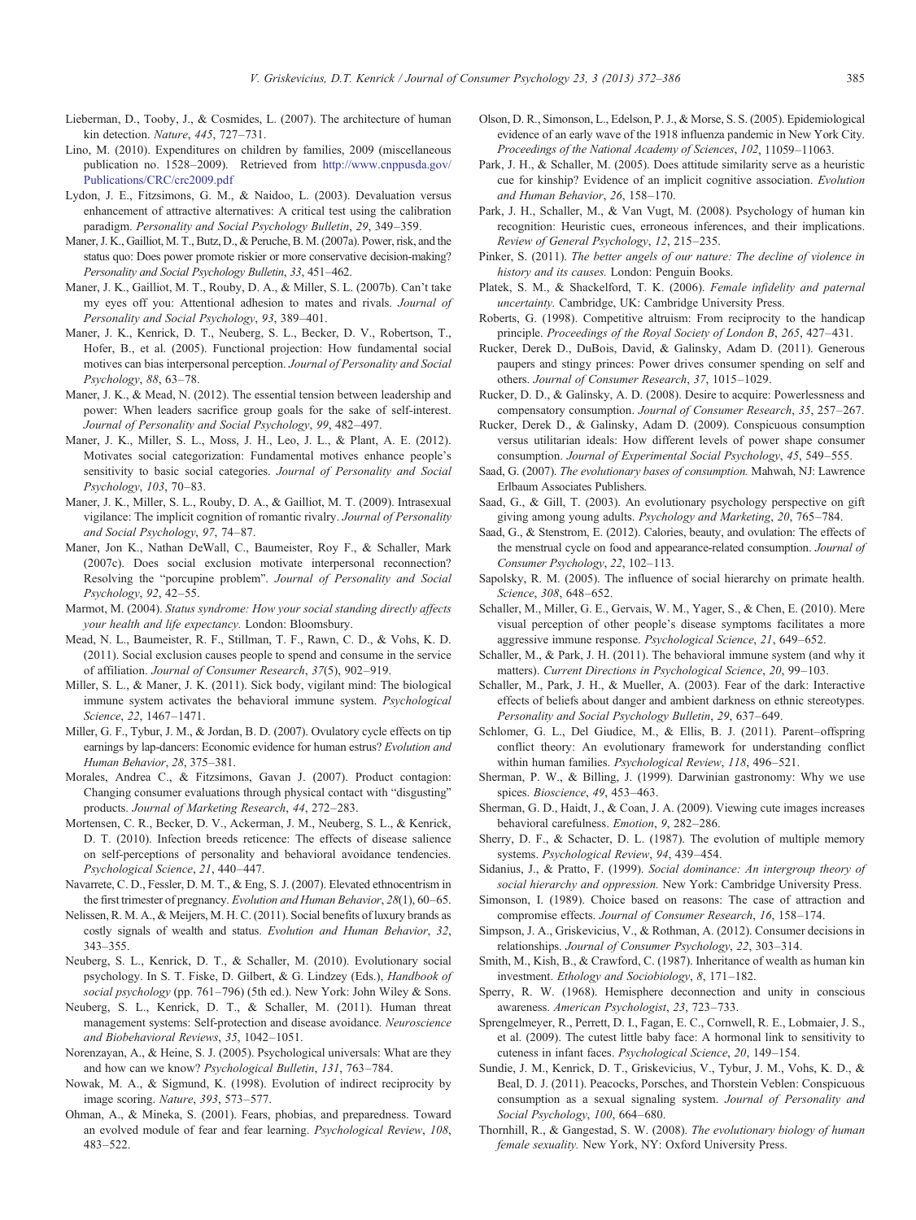Lieberman, D., Tooby, J., & Cosmides, L. (2007). The architecture of human kin detection. *Nature*, *445*, 727–731.

Lino, M. (2010). Expenditures on children by families, 2009 (miscellaneous publication no. 1528–2009). Retrieved from http://www.cnppusda.gov/Publications/CRC/crc2009.pdf

Lydon, J. E., Fitzsimons, G. M., & Naidoo, L. (2003). Devaluation versus enhancement of attractive alternatives: A critical test using the calibration paradigm. *Personality and Social Psychology Bulletin*, *29*, 349–359.

Maner, J. K., Gailliot, M. T., Butz, D., & Peruche, B. M. (2007a). Power, risk, and the status quo: Does power promote riskier or more conservative decision-making? *Personality and Social Psychology Bulletin*, *33*, 451–462.

Maner, J. K., Gailliot, M. T., Rouby, D. A., & Miller, S. L. (2007b). Can't take my eyes off you: Attentional adhesion to mates and rivals. *Journal of Personality and Social Psychology*, *93*, 389–401.

Maner, J. K., Kenrick, D. T., Neuberg, S. L., Becker, D. V., Robertson, T., Hofer, B., et al. (2005). Functional projection: How fundamental social motives can bias interpersonal perception. *Journal of Personality and Social Psychology*, *88*, 63–78.

Maner, J. K., & Mead, N. (2012). The essential tension between leadership and power: When leaders sacrifice group goals for the sake of self-interest. *Journal of Personality and Social Psychology*, *99*, 482–497.

Maner, J. K., Miller, S. L., Moss, J. H., Leo, J. L., & Plant, A. E. (2012). Motivates social categorization: Fundamental motives enhance people's sensitivity to basic social categories. *Journal of Personality and Social Psychology*, *103*, 70–83.

Maner, J. K., Miller, S. L., Rouby, D. A., & Gailliot, M. T. (2009). Intrasexual vigilance: The implicit cognition of romantic rivalry. *Journal of Personality and Social Psychology*, *97*, 74–87.

Maner, Jon K., Nathan DeWall, C., Baumeister, Roy F., & Schaller, Mark (2007c). Does social exclusion motivate interpersonal reconnection? Resolving the "porcupine problem". *Journal of Personality and Social Psychology*, *92*, 42–55.

Marmot, M. (2004). *Status syndrome: How your social standing directly affects your health and life expectancy.* London: Bloomsbury.

Mead, N. L., Baumeister, R. F., Stillman, T. F., Rawn, C. D., & Vohs, K. D. (2011). Social exclusion causes people to spend and consume in the service of affiliation. *Journal of Consumer Research*, *37*(5), 902–919.

Miller, S. L., & Maner, J. K. (2011). Sick body, vigilant mind: The biological immune system activates the behavioral immune system. *Psychological Science*, *22*, 1467–1471.

Miller, G. F., Tybur, J. M., & Jordan, B. D. (2007). Ovulatory cycle effects on tip earnings by lap-dancers: Economic evidence for human estrus? *Evolution and Human Behavior*, *28*, 375–381.

Morales, Andrea C., & Fitzsimons, Gavan J. (2007). Product contagion: Changing consumer evaluations through physical contact with "disgusting" products. *Journal of Marketing Research*, *44*, 272–283.

Mortensen, C. R., Becker, D. V., Ackerman, J. M., Neuberg, S. L., & Kenrick, D. T. (2010). Infection breeds reticence: The effects of disease salience on self-perceptions of personality and behavioral avoidance tendencies. *Psychological Science*, *21*, 440–447.

Navarrete, C. D., Fessler, D. M. T., & Eng, S. J. (2007). Elevated ethnocentrism in the first trimester of pregnancy. *Evolution and Human Behavior*, *28*(1), 60–65.

Nelissen, R. M. A., & Meijers, M. H. C. (2011). Social benefits of luxury brands as costly signals of wealth and status. *Evolution and Human Behavior*, *32*, 343–355.

Neuberg, S. L., Kenrick, D. T., & Schaller, M. (2010). Evolutionary social psychology. In S. T. Fiske, D. Gilbert, & G. Lindzey (Eds.), *Handbook of social psychology* (pp. 761–796) (5th ed.). New York: John Wiley & Sons.

Neuberg, S. L., Kenrick, D. T., & Schaller, M. (2011). Human threat management systems: Self-protection and disease avoidance. *Neuroscience and Biobehavioral Reviews*, *35*, 1042–1051.

Norenzayan, A., & Heine, S. J. (2005). Psychological universals: What are they and how can we know? *Psychological Bulletin*, *131*, 763–784.

Nowak, M. A., & Sigmund, K. (1998). Evolution of indirect reciprocity by image scoring. *Nature*, *393*, 573–577.

Ohman, A., & Mineka, S. (2001). Fears, phobias, and preparedness. Toward an evolved module of fear and fear learning. *Psychological Review*, *108*, 483–522.

Olson, D. R., Simonson, L., Edelson, P. J., & Morse, S. S. (2005). Epidemiological evidence of an early wave of the 1918 influenza pandemic in New York City. *Proceedings of the National Academy of Sciences*, *102*, 11059–11063.

Park, J. H., & Schaller, M. (2005). Does attitude similarity serve as a heuristic cue for kinship? Evidence of an implicit cognitive association. *Evolution and Human Behavior*, *26*, 158–170.

Park, J. H., Schaller, M., & Van Vugt, M. (2008). Psychology of human kin recognition: Heuristic cues, erroneous inferences, and their implications. *Review of General Psychology*, *12*, 215–235.

Pinker, S. (2011). *The better angels of our nature: The decline of violence in history and its causes.* London: Penguin Books.

Platek, S. M., & Shackelford, T. K. (2006). *Female infidelity and paternal uncertainty.* Cambridge, UK: Cambridge University Press.

Roberts, G. (1998). Competitive altruism: From reciprocity to the handicap principle. *Proceedings of the Royal Society of London B*, *265*, 427–431.

Rucker, Derek D., DuBois, David, & Galinsky, Adam D. (2011). Generous paupers and stingy princes: Power drives consumer spending on self and others. *Journal of Consumer Research*, *37*, 1015–1029.

Rucker, D. D., & Galinsky, A. D. (2008). Desire to acquire: Powerlessness and compensatory consumption. *Journal of Consumer Research*, *35*, 257–267.

Rucker, Derek D., & Galinsky, Adam D. (2009). Conspicuous consumption versus utilitarian ideals: How different levels of power shape consumer consumption. *Journal of Experimental Social Psychology*, *45*, 549–555.

Saad, G. (2007). *The evolutionary bases of consumption.* Mahwah, NJ: Lawrence Erlbaum Associates Publishers.

Saad, G., & Gill, T. (2003). An evolutionary psychology perspective on gift giving among young adults. *Psychology and Marketing*, *20*, 765–784.

Saad, G., & Stenstrom, E. (2012). Calories, beauty, and ovulation: The effects of the menstrual cycle on food and appearance-related consumption. *Journal of Consumer Psychology*, *22*, 102–113.

Sapolsky, R. M. (2005). The influence of social hierarchy on primate health. *Science*, *308*, 648–652.

Schaller, M., Miller, G. E., Gervais, W. M., Yager, S., & Chen, E. (2010). Mere visual perception of other people's disease symptoms facilitates a more aggressive immune response. *Psychological Science*, *21*, 649–652.

Schaller, M., & Park, J. H. (2011). The behavioral immune system (and why it matters). *Current Directions in Psychological Science*, *20*, 99–103.

Schaller, M., Park, J. H., & Mueller, A. (2003). Fear of the dark: Interactive effects of beliefs about danger and ambient darkness on ethnic stereotypes. *Personality and Social Psychology Bulletin*, *29*, 637–649.

Schlomer, G. L., Del Giudice, M., & Ellis, B. J. (2011). Parent–offspring conflict theory: An evolutionary framework for understanding conflict within human families. *Psychological Review*, *118*, 496–521.

Sherman, P. W., & Billing, J. (1999). Darwinian gastronomy: Why we use spices. *Bioscience*, *49*, 453–463.

Sherman, G. D., Haidt, J., & Coan, J. A. (2009). Viewing cute images increases behavioral carefulness. *Emotion*, *9*, 282–286.

Sherry, D. F., & Schacter, D. L. (1987). The evolution of multiple memory systems. *Psychological Review*, *94*, 439–454.

Sidanius, J., & Pratto, F. (1999). *Social dominance: An intergroup theory of social hierarchy and oppression.* New York: Cambridge University Press.

Simonson, I. (1989). Choice based on reasons: The case of attraction and compromise effects. *Journal of Consumer Research*, *16*, 158–174.

Simpson, J. A., Griskevicius, V., & Rothman, A. (2012). Consumer decisions in relationships. *Journal of Consumer Psychology*, *22*, 303–314.

Smith, M., Kish, B., & Crawford, C. (1987). Inheritance of wealth as human kin investment. *Ethology and Sociobiology*, *8*, 171–182.

Sperry, R. W. (1968). Hemisphere deconnection and unity in conscious awareness. *American Psychologist*, *23*, 723–733.

Sprengelmeyer, R., Perrett, D. I., Fagan, E. C., Cornwell, R. E., Lobmaier, J. S., et al. (2009). The cutest little baby face: A hormonal link to sensitivity to cuteness in infant faces. *Psychological Science*, *20*, 149–154.

Sundie, J. M., Kenrick, D. T., Griskevicius, V., Tybur, J. M., Vohs, K. D., & Beal, D. J. (2011). Peacocks, Porsches, and Thorstein Veblen: Conspicuous consumption as a sexual signaling system. *Journal of Personality and Social Psychology*, *100*, 664–680.

Thornhill, R., & Gangestad, S. W. (2008). *The evolutionary biology of human female sexuality.* New York, NY: Oxford University Press.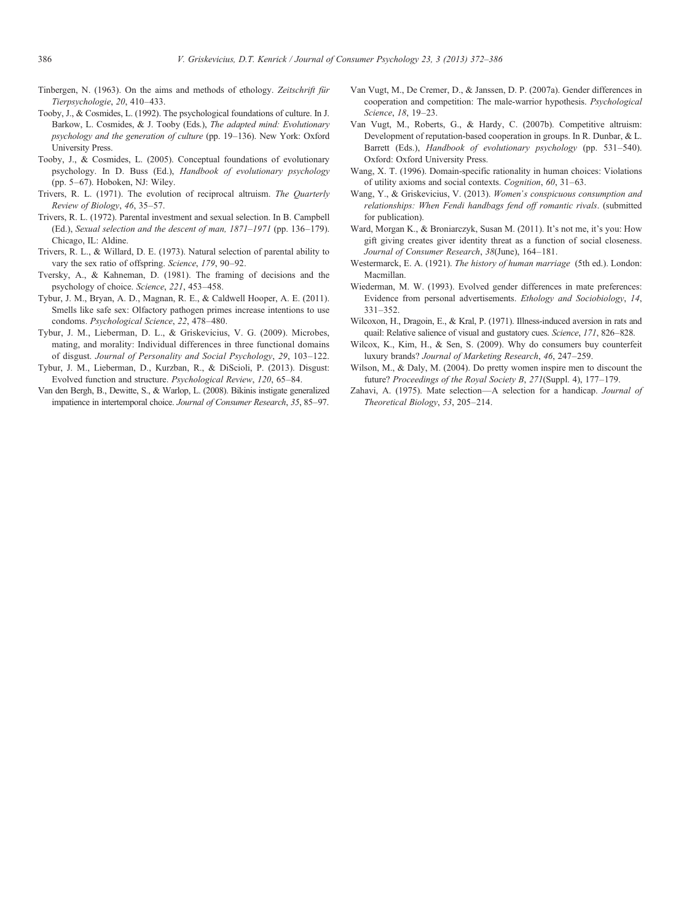Tinbergen, N. (1963). On the aims and methods of ethology. *Zeitschrift für Tierpsychologie*, *20*, 410–433.

Tooby, J., & Cosmides, L. (1992). The psychological foundations of culture. In J. Barkow, L. Cosmides, & J. Tooby (Eds.), *The adapted mind: Evolutionary psychology and the generation of culture* (pp. 19–136). New York: Oxford University Press.

Tooby, J., & Cosmides, L. (2005). Conceptual foundations of evolutionary psychology. In D. Buss (Ed.), *Handbook of evolutionary psychology* (pp. 5–67). Hoboken, NJ: Wiley.

Trivers, R. L. (1971). The evolution of reciprocal altruism. *The Quarterly Review of Biology*, *46*, 35–57.

Trivers, R. L. (1972). Parental investment and sexual selection. In B. Campbell (Ed.), *Sexual selection and the descent of man, 1871–1971* (pp. 136–179). Chicago, IL: Aldine.

Trivers, R. L., & Willard, D. E. (1973). Natural selection of parental ability to vary the sex ratio of offspring. *Science*, *179*, 90–92.

Tversky, A., & Kahneman, D. (1981). The framing of decisions and the psychology of choice. *Science*, *221*, 453–458.

Tybur, J. M., Bryan, A. D., Magnan, R. E., & Caldwell Hooper, A. E. (2011). Smells like safe sex: Olfactory pathogen primes increase intentions to use condoms. *Psychological Science*, *22*, 478–480.

Tybur, J. M., Lieberman, D. L., & Griskevicius, V. G. (2009). Microbes, mating, and morality: Individual differences in three functional domains of disgust. *Journal of Personality and Social Psychology*, *29*, 103–122.

Tybur, J. M., Lieberman, D., Kurzban, R., & DiScioli, P. (2013). Disgust: Evolved function and structure. *Psychological Review*, *120*, 65–84.

Van den Bergh, B., Dewitte, S., & Warlop, L. (2008). Bikinis instigate generalized impatience in intertemporal choice. *Journal of Consumer Research*, *35*, 85–97.

Van Vugt, M., De Cremer, D., & Janssen, D. P. (2007a). Gender differences in cooperation and competition: The male-warrior hypothesis. *Psychological Science*, *18*, 19–23.

Van Vugt, M., Roberts, G., & Hardy, C. (2007b). Competitive altruism: Development of reputation-based cooperation in groups. In R. Dunbar, & L. Barrett (Eds.), *Handbook of evolutionary psychology* (pp. 531–540). Oxford: Oxford University Press.

Wang, X. T. (1996). Domain-specific rationality in human choices: Violations of utility axioms and social contexts. *Cognition*, *60*, 31–63.

Wang, Y., & Griskevicius, V. (2013). *Women's conspicuous consumption and relationships: When Fendi handbags fend off romantic rivals*. (submitted for publication).

Ward, Morgan K., & Broniarczyk, Susan M. (2011). It's not me, it's you: How gift giving creates giver identity threat as a function of social closeness. *Journal of Consumer Research*, *38*(June), 164–181.

Westermarck, E. A. (1921). *The history of human marriage* (5th ed.). London: Macmillan.

Wiederman, M. W. (1993). Evolved gender differences in mate preferences: Evidence from personal advertisements. *Ethology and Sociobiology*, *14*, 331–352.

Wilcoxon, H., Dragoin, E., & Kral, P. (1971). Illness-induced aversion in rats and quail: Relative salience of visual and gustatory cues. *Science*, *171*, 826–828.

Wilcox, K., Kim, H., & Sen, S. (2009). Why do consumers buy counterfeit luxury brands? *Journal of Marketing Research*, *46*, 247–259.

Wilson, M., & Daly, M. (2004). Do pretty women inspire men to discount the future? *Proceedings of the Royal Society B*, *271*(Suppl. 4), 177–179.

Zahavi, A. (1975). Mate selection—A selection for a handicap. *Journal of Theoretical Biology*, *53*, 205–214.